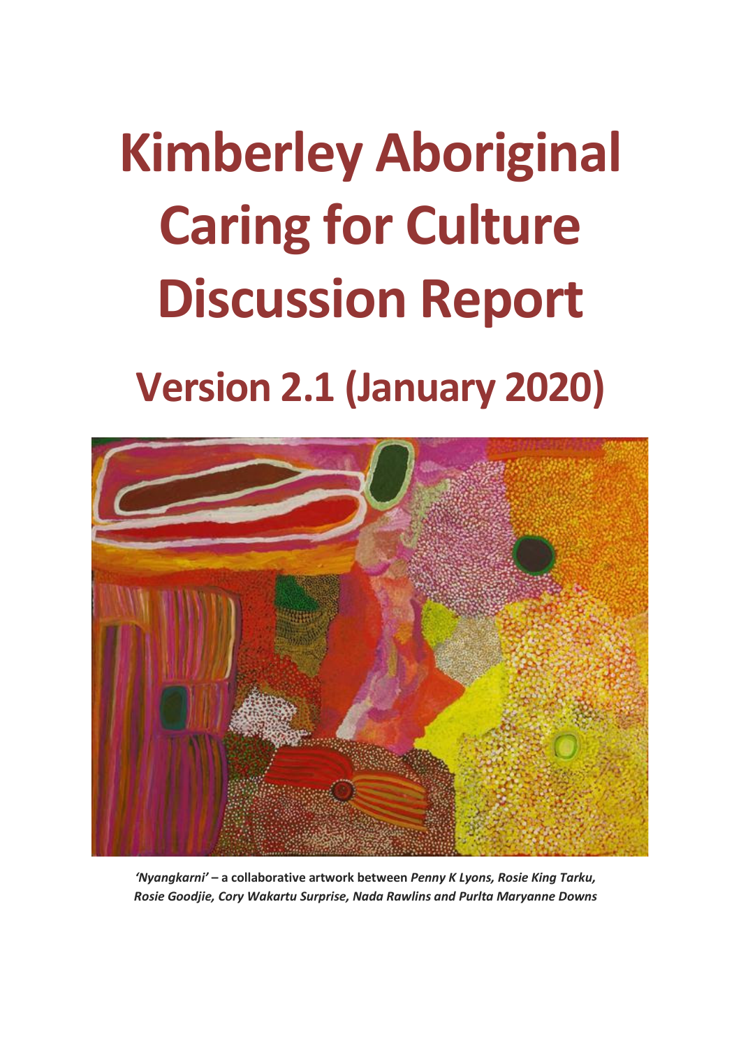# Kimberley Aboriginal Caring for Culture Discussion Report

## Version 2.1 (January 2020)

***'Nyangkarni'*** **– a collaborative artwork between** ***Penny K Lyons, Rosie King Tarku, Rosie Goodjie, Cory Wakartu Surprise, Nada Rawlins and Purlta Maryanne Downs***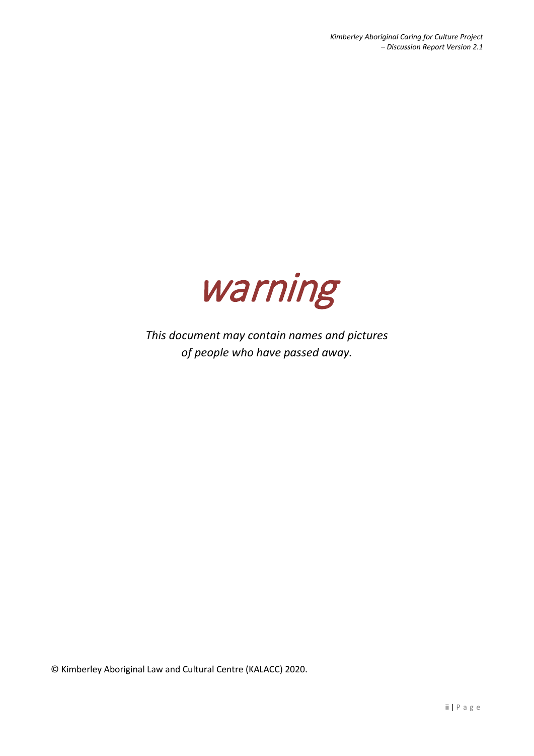# *warning*

*This document may contain names and pictures of people who have passed away.*

© Kimberley Aboriginal Law and Cultural Centre (KALACC) 2020.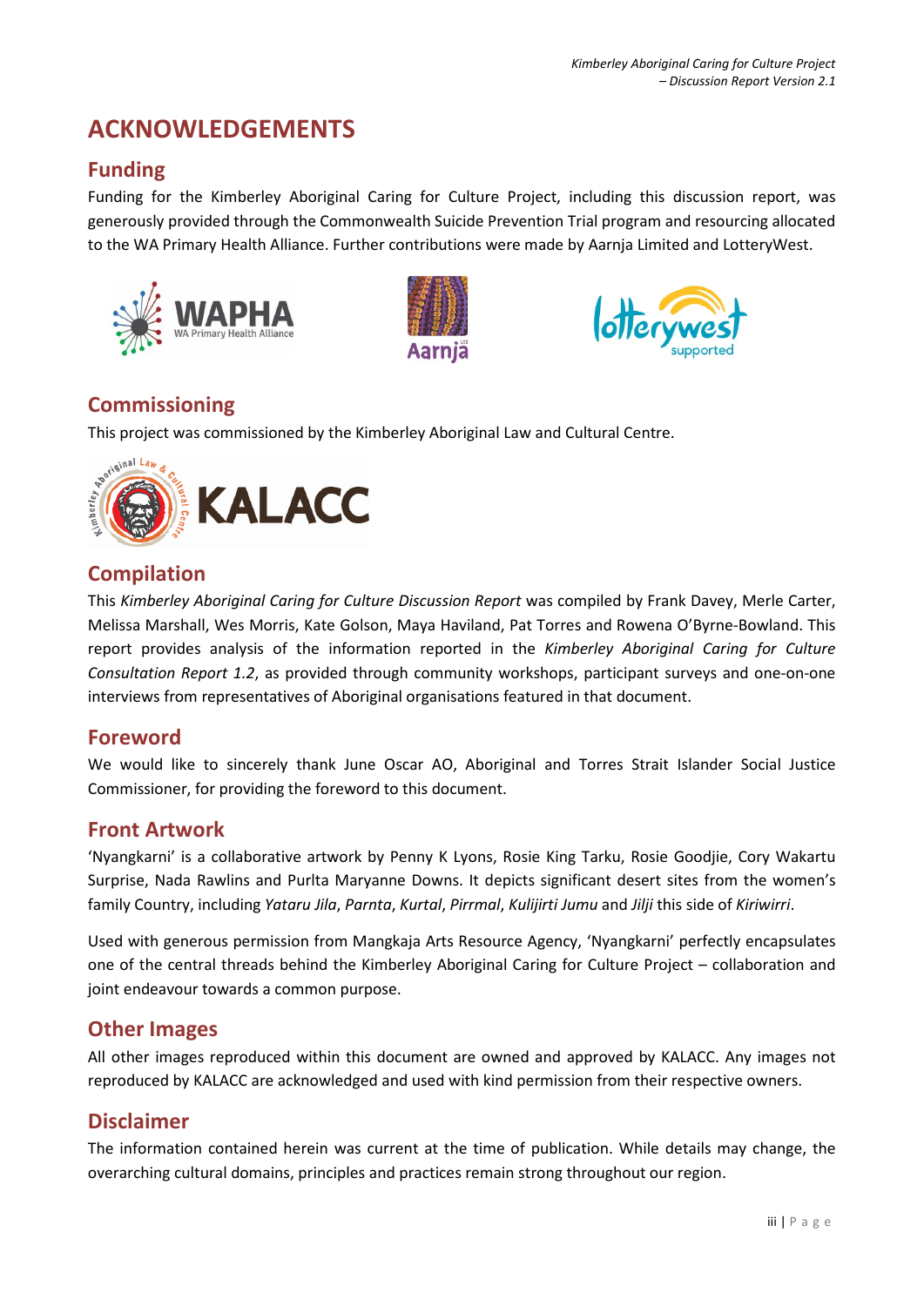# ACKNOWLEDGEMENTS

## Funding

Funding for the Kimberley Aboriginal Caring for Culture Project, including this discussion report, was generously provided through the Commonwealth Suicide Prevention Trial program and resourcing allocated to the WA Primary Health Alliance. Further contributions were made by Aarnja Limited and LotteryWest.

## Commissioning

This project was commissioned by the Kimberley Aboriginal Law and Cultural Centre.

## Compilation

This *Kimberley Aboriginal Caring for Culture Discussion Report* was compiled by Frank Davey, Merle Carter, Melissa Marshall, Wes Morris, Kate Golson, Maya Haviland, Pat Torres and Rowena O'Byrne-Bowland. This report provides analysis of the information reported in the *Kimberley Aboriginal Caring for Culture Consultation Report 1.2*, as provided through community workshops, participant surveys and one-on-one interviews from representatives of Aboriginal organisations featured in that document.

## Foreword

We would like to sincerely thank June Oscar AO, Aboriginal and Torres Strait Islander Social Justice Commissioner, for providing the foreword to this document.

## Front Artwork

'Nyangkarni' is a collaborative artwork by Penny K Lyons, Rosie King Tarku, Rosie Goodjie, Cory Wakartu Surprise, Nada Rawlins and Purlta Maryanne Downs. It depicts significant desert sites from the women's family Country, including *Yataru Jila*, *Parnta*, *Kurtal*, *Pirrmal*, *Kulijirti Jumu* and *Jilji* this side of *Kiriwirri*.

Used with generous permission from Mangkaja Arts Resource Agency, 'Nyangkarni' perfectly encapsulates one of the central threads behind the Kimberley Aboriginal Caring for Culture Project – collaboration and joint endeavour towards a common purpose.

## Other Images

All other images reproduced within this document are owned and approved by KALACC. Any images not reproduced by KALACC are acknowledged and used with kind permission from their respective owners.

## Disclaimer

The information contained herein was current at the time of publication. While details may change, the overarching cultural domains, principles and practices remain strong throughout our region.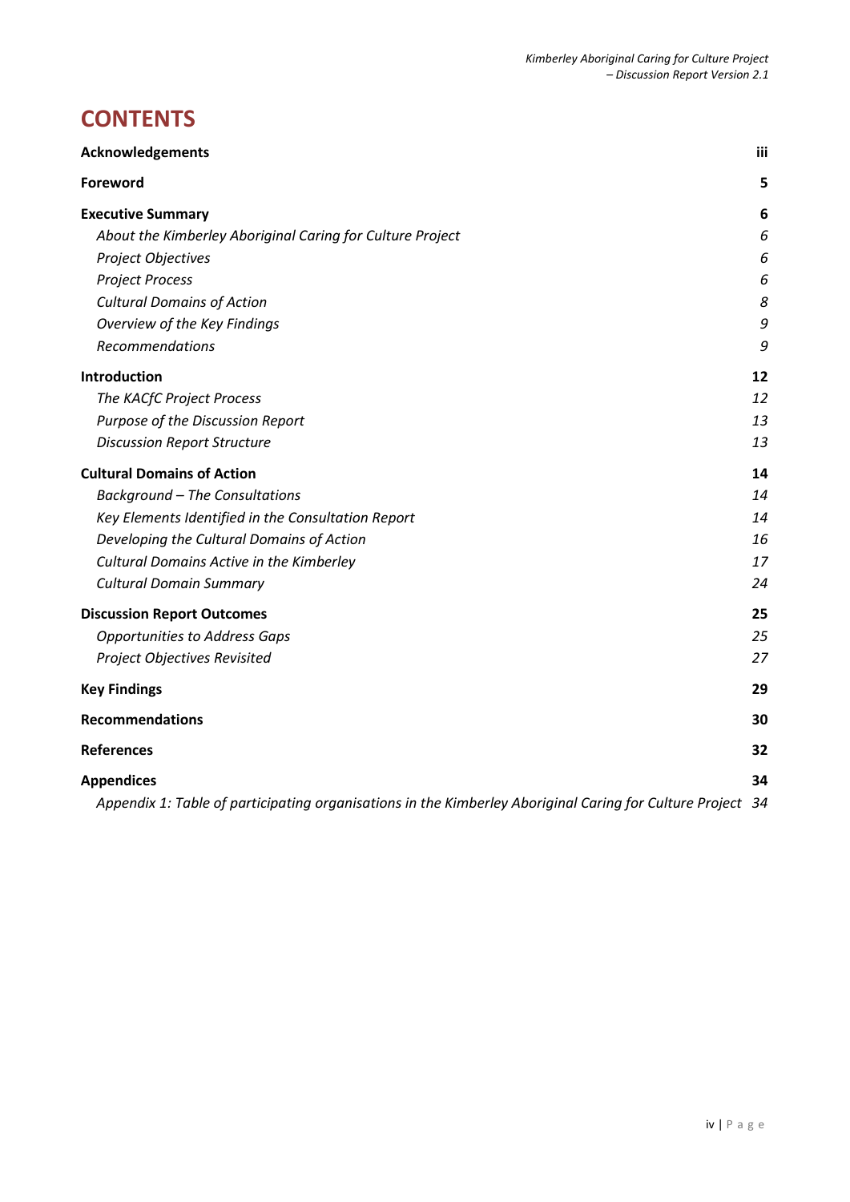# CONTENTS

| | |
|---|---|
| **Acknowledgements** | **iii** |
| **Foreword** | **5** |
| **Executive Summary** | **6** |
| *About the Kimberley Aboriginal Caring for Culture Project* | *6* |
| *Project Objectives* | *6* |
| *Project Process* | *6* |
| *Cultural Domains of Action* | *8* |
| *Overview of the Key Findings* | *9* |
| *Recommendations* | *9* |
| **Introduction** | **12** |
| *The KACfC Project Process* | *12* |
| *Purpose of the Discussion Report* | *13* |
| *Discussion Report Structure* | *13* |
| **Cultural Domains of Action** | **14** |
| *Background – The Consultations* | *14* |
| *Key Elements Identified in the Consultation Report* | *14* |
| *Developing the Cultural Domains of Action* | *16* |
| *Cultural Domains Active in the Kimberley* | *17* |
| *Cultural Domain Summary* | *24* |
| **Discussion Report Outcomes** | **25** |
| *Opportunities to Address Gaps* | *25* |
| *Project Objectives Revisited* | *27* |
| **Key Findings** | **29** |
| **Recommendations** | **30** |
| **References** | **32** |
| **Appendices** | **34** |
| *Appendix 1: Table of participating organisations in the Kimberley Aboriginal Caring for Culture Project* | *34* |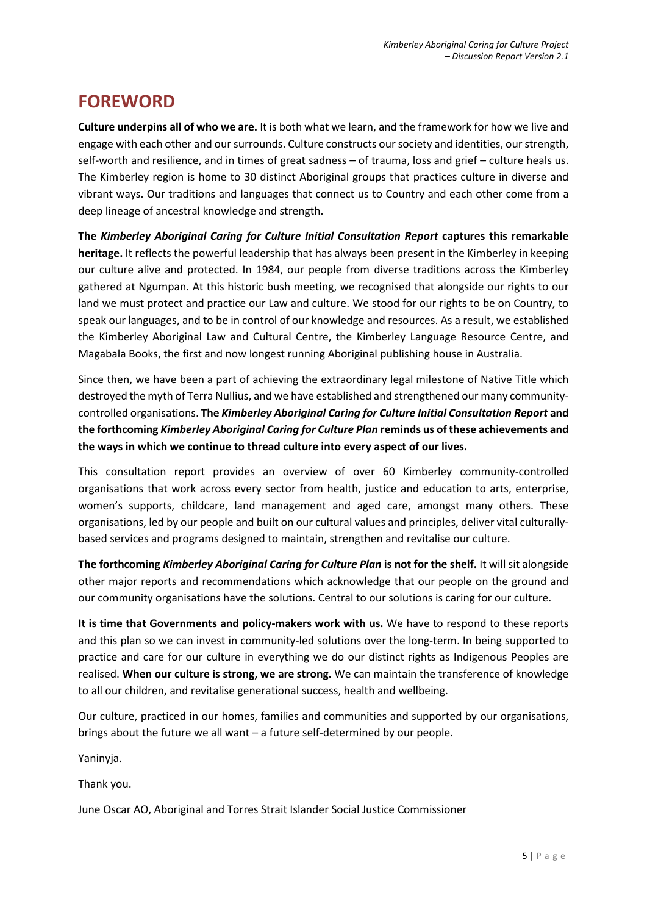# FOREWORD

**Culture underpins all of who we are.** It is both what we learn, and the framework for how we live and engage with each other and our surrounds. Culture constructs our society and identities, our strength, self-worth and resilience, and in times of great sadness – of trauma, loss and grief – culture heals us. The Kimberley region is home to 30 distinct Aboriginal groups that practices culture in diverse and vibrant ways. Our traditions and languages that connect us to Country and each other come from a deep lineage of ancestral knowledge and strength.

**The *Kimberley Aboriginal Caring for Culture Initial Consultation Report* captures this remarkable heritage.** It reflects the powerful leadership that has always been present in the Kimberley in keeping our culture alive and protected. In 1984, our people from diverse traditions across the Kimberley gathered at Ngumpan. At this historic bush meeting, we recognised that alongside our rights to our land we must protect and practice our Law and culture. We stood for our rights to be on Country, to speak our languages, and to be in control of our knowledge and resources. As a result, we established the Kimberley Aboriginal Law and Cultural Centre, the Kimberley Language Resource Centre, and Magabala Books, the first and now longest running Aboriginal publishing house in Australia.

Since then, we have been a part of achieving the extraordinary legal milestone of Native Title which destroyed the myth of Terra Nullius, and we have established and strengthened our many community-controlled organisations. **The *Kimberley Aboriginal Caring for Culture Initial Consultation Report* and the forthcoming *Kimberley Aboriginal Caring for Culture Plan* reminds us of these achievements and the ways in which we continue to thread culture into every aspect of our lives.**

This consultation report provides an overview of over 60 Kimberley community-controlled organisations that work across every sector from health, justice and education to arts, enterprise, women's supports, childcare, land management and aged care, amongst many others. These organisations, led by our people and built on our cultural values and principles, deliver vital culturally-based services and programs designed to maintain, strengthen and revitalise our culture.

**The forthcoming *Kimberley Aboriginal Caring for Culture Plan* is not for the shelf.** It will sit alongside other major reports and recommendations which acknowledge that our people on the ground and our community organisations have the solutions. Central to our solutions is caring for our culture.

**It is time that Governments and policy-makers work with us.** We have to respond to these reports and this plan so we can invest in community-led solutions over the long-term. In being supported to practice and care for our culture in everything we do our distinct rights as Indigenous Peoples are realised. **When our culture is strong, we are strong.** We can maintain the transference of knowledge to all our children, and revitalise generational success, health and wellbeing.

Our culture, practiced in our homes, families and communities and supported by our organisations, brings about the future we all want – a future self-determined by our people.

Yaninyja.

Thank you.

June Oscar AO, Aboriginal and Torres Strait Islander Social Justice Commissioner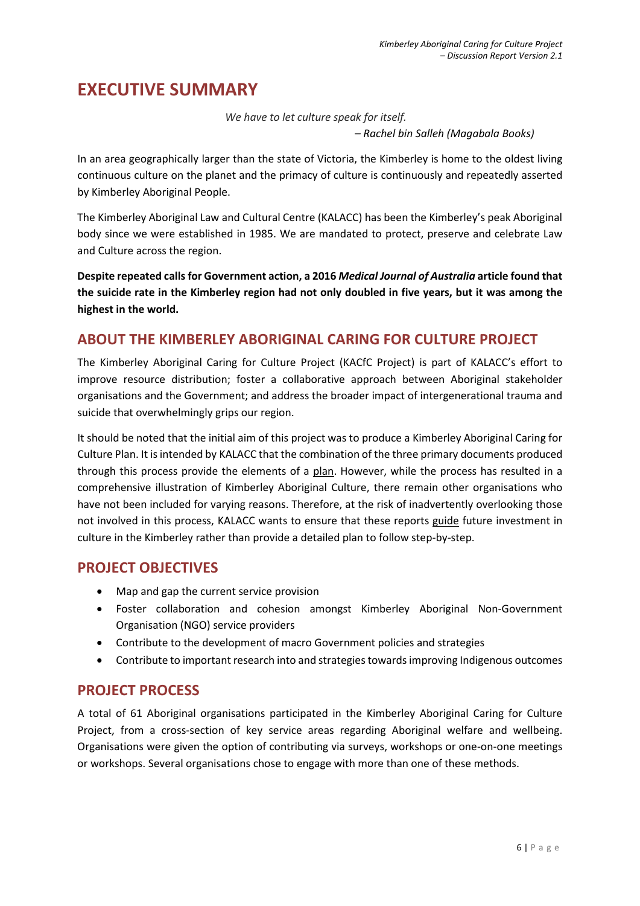# EXECUTIVE SUMMARY

*We have to let culture speak for itself.*
*– Rachel bin Salleh (Magabala Books)*

In an area geographically larger than the state of Victoria, the Kimberley is home to the oldest living continuous culture on the planet and the primacy of culture is continuously and repeatedly asserted by Kimberley Aboriginal People.

The Kimberley Aboriginal Law and Cultural Centre (KALACC) has been the Kimberley's peak Aboriginal body since we were established in 1985. We are mandated to protect, preserve and celebrate Law and Culture across the region.

**Despite repeated calls for Government action, a 2016 *Medical Journal of Australia* article found that the suicide rate in the Kimberley region had not only doubled in five years, but it was among the highest in the world.**

## ABOUT THE KIMBERLEY ABORIGINAL CARING FOR CULTURE PROJECT

The Kimberley Aboriginal Caring for Culture Project (KACfC Project) is part of KALACC's effort to improve resource distribution; foster a collaborative approach between Aboriginal stakeholder organisations and the Government; and address the broader impact of intergenerational trauma and suicide that overwhelmingly grips our region.

It should be noted that the initial aim of this project was to produce a Kimberley Aboriginal Caring for Culture Plan. It is intended by KALACC that the combination of the three primary documents produced through this process provide the elements of a plan. However, while the process has resulted in a comprehensive illustration of Kimberley Aboriginal Culture, there remain other organisations who have not been included for varying reasons. Therefore, at the risk of inadvertently overlooking those not involved in this process, KALACC wants to ensure that these reports guide future investment in culture in the Kimberley rather than provide a detailed plan to follow step-by-step.

## PROJECT OBJECTIVES

- Map and gap the current service provision
- Foster collaboration and cohesion amongst Kimberley Aboriginal Non-Government Organisation (NGO) service providers
- Contribute to the development of macro Government policies and strategies
- Contribute to important research into and strategies towards improving Indigenous outcomes

## PROJECT PROCESS

A total of 61 Aboriginal organisations participated in the Kimberley Aboriginal Caring for Culture Project, from a cross-section of key service areas regarding Aboriginal welfare and wellbeing. Organisations were given the option of contributing via surveys, workshops or one-on-one meetings or workshops. Several organisations chose to engage with more than one of these methods.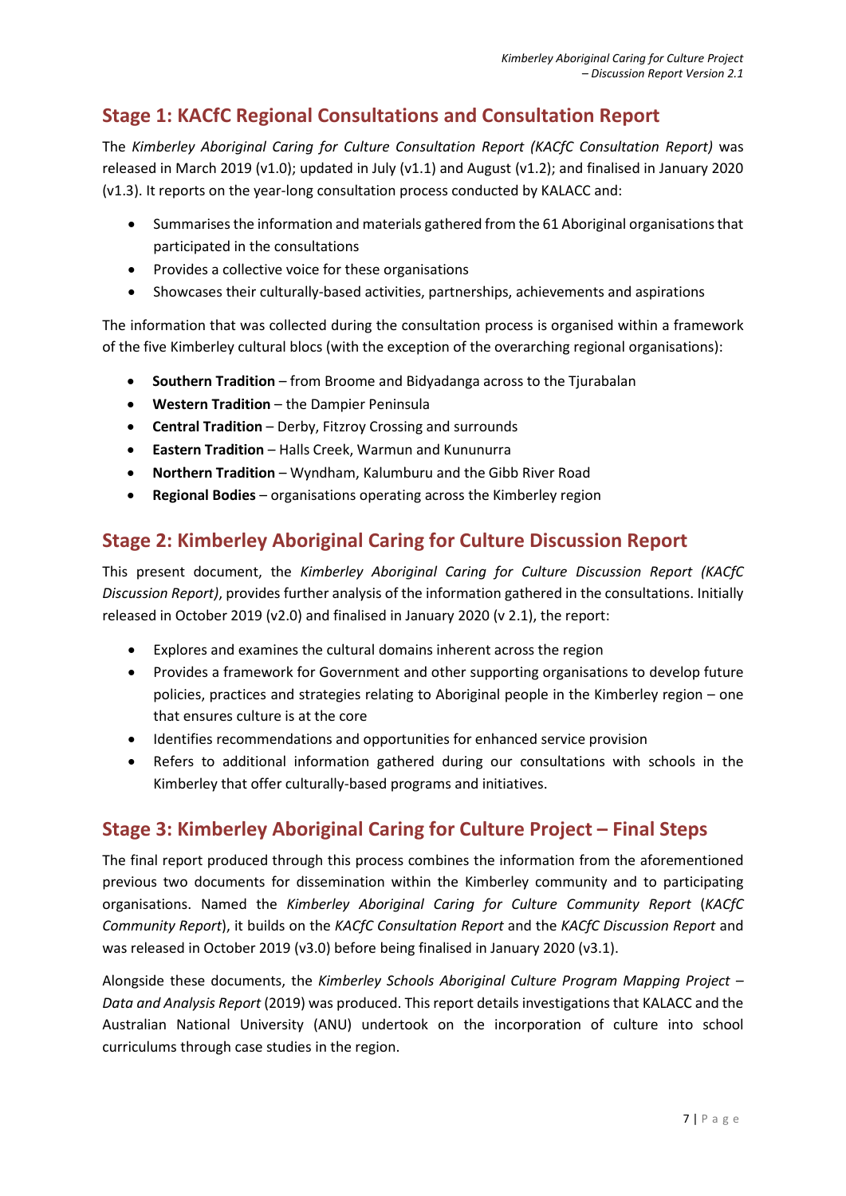## Stage 1: KACfC Regional Consultations and Consultation Report

The *Kimberley Aboriginal Caring for Culture Consultation Report (KACfC Consultation Report)* was released in March 2019 (v1.0); updated in July (v1.1) and August (v1.2); and finalised in January 2020 (v1.3). It reports on the year-long consultation process conducted by KALACC and:

- Summarises the information and materials gathered from the 61 Aboriginal organisations that participated in the consultations
- Provides a collective voice for these organisations
- Showcases their culturally-based activities, partnerships, achievements and aspirations

The information that was collected during the consultation process is organised within a framework of the five Kimberley cultural blocs (with the exception of the overarching regional organisations):

- **Southern Tradition** – from Broome and Bidyadanga across to the Tjurabalan
- **Western Tradition** – the Dampier Peninsula
- **Central Tradition** – Derby, Fitzroy Crossing and surrounds
- **Eastern Tradition** – Halls Creek, Warmun and Kununurra
- **Northern Tradition** – Wyndham, Kalumburu and the Gibb River Road
- **Regional Bodies** – organisations operating across the Kimberley region

## Stage 2: Kimberley Aboriginal Caring for Culture Discussion Report

This present document, the *Kimberley Aboriginal Caring for Culture Discussion Report (KACfC Discussion Report)*, provides further analysis of the information gathered in the consultations. Initially released in October 2019 (v2.0) and finalised in January 2020 (v 2.1), the report:

- Explores and examines the cultural domains inherent across the region
- Provides a framework for Government and other supporting organisations to develop future policies, practices and strategies relating to Aboriginal people in the Kimberley region – one that ensures culture is at the core
- Identifies recommendations and opportunities for enhanced service provision
- Refers to additional information gathered during our consultations with schools in the Kimberley that offer culturally-based programs and initiatives.

## Stage 3: Kimberley Aboriginal Caring for Culture Project – Final Steps

The final report produced through this process combines the information from the aforementioned previous two documents for dissemination within the Kimberley community and to participating organisations. Named the *Kimberley Aboriginal Caring for Culture Community Report* (*KACfC Community Report*), it builds on the *KACfC Consultation Report* and the *KACfC Discussion Report* and was released in October 2019 (v3.0) before being finalised in January 2020 (v3.1).

Alongside these documents, the *Kimberley Schools Aboriginal Culture Program Mapping Project – Data and Analysis Report* (2019) was produced. This report details investigations that KALACC and the Australian National University (ANU) undertook on the incorporation of culture into school curriculums through case studies in the region.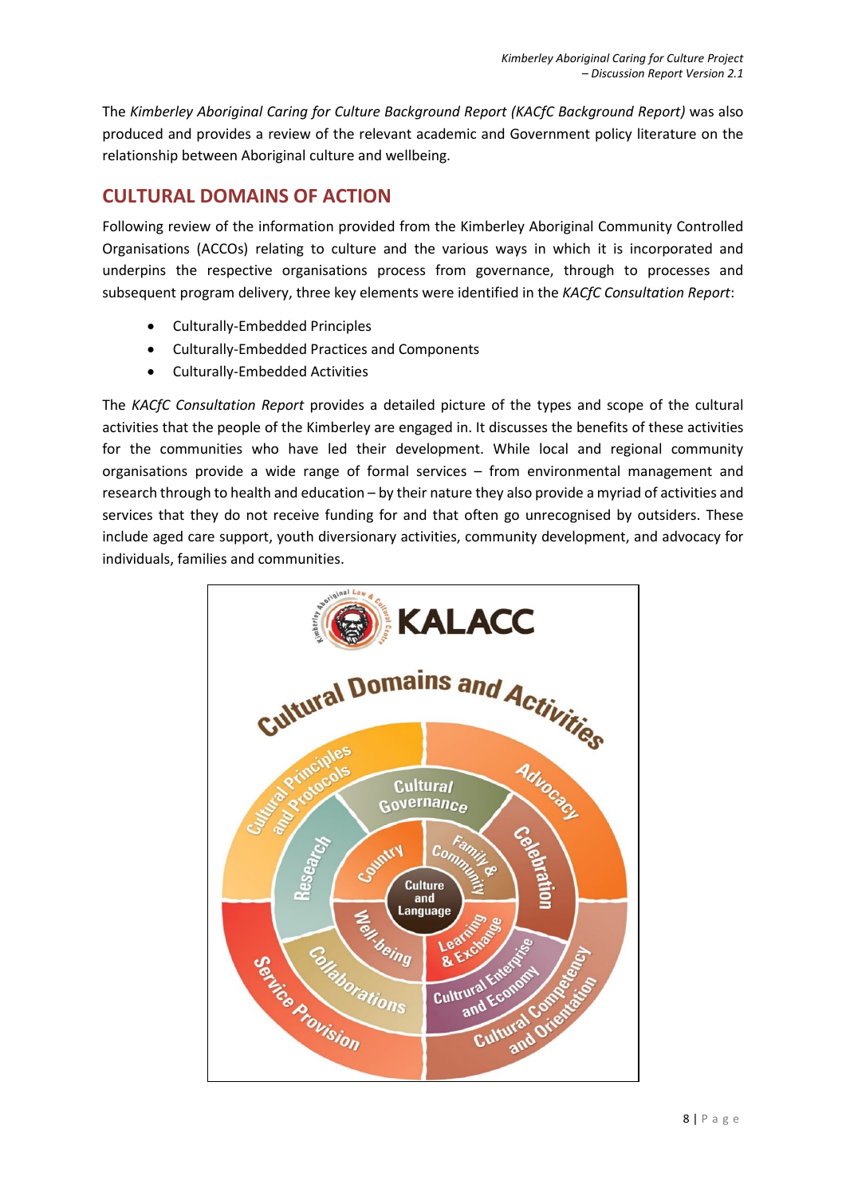The *Kimberley Aboriginal Caring for Culture Background Report (KACfC Background Report)* was also produced and provides a review of the relevant academic and Government policy literature on the relationship between Aboriginal culture and wellbeing.

## CULTURAL DOMAINS OF ACTION

Following review of the information provided from the Kimberley Aboriginal Community Controlled Organisations (ACCOs) relating to culture and the various ways in which it is incorporated and underpins the respective organisations process from governance, through to processes and subsequent program delivery, three key elements were identified in the *KACfC Consultation Report*:

- Culturally-Embedded Principles
- Culturally-Embedded Practices and Components
- Culturally-Embedded Activities

The *KACfC Consultation Report* provides a detailed picture of the types and scope of the cultural activities that the people of the Kimberley are engaged in. It discusses the benefits of these activities for the communities who have led their development. While local and regional community organisations provide a wide range of formal services – from environmental management and research through to health and education – by their nature they also provide a myriad of activities and services that they do not receive funding for and that often go unrecognised by outsiders. These include aged care support, youth diversionary activities, community development, and advocacy for individuals, families and communities.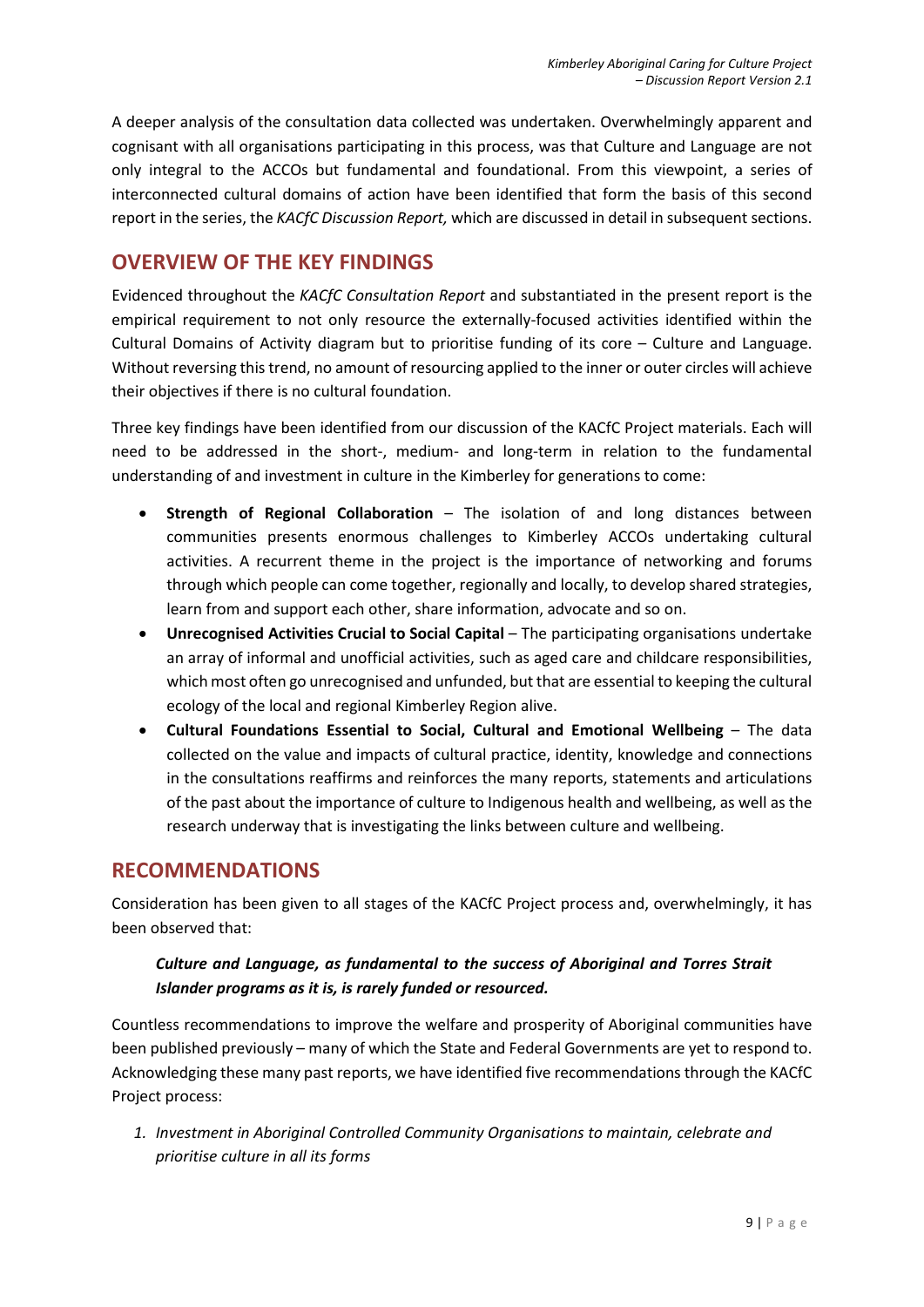A deeper analysis of the consultation data collected was undertaken. Overwhelmingly apparent and cognisant with all organisations participating in this process, was that Culture and Language are not only integral to the ACCOs but fundamental and foundational. From this viewpoint, a series of interconnected cultural domains of action have been identified that form the basis of this second report in the series, the *KACfC Discussion Report,* which are discussed in detail in subsequent sections.

## OVERVIEW OF THE KEY FINDINGS

Evidenced throughout the *KACfC Consultation Report* and substantiated in the present report is the empirical requirement to not only resource the externally-focused activities identified within the Cultural Domains of Activity diagram but to prioritise funding of its core – Culture and Language. Without reversing this trend, no amount of resourcing applied to the inner or outer circles will achieve their objectives if there is no cultural foundation.

Three key findings have been identified from our discussion of the KACfC Project materials. Each will need to be addressed in the short-, medium- and long-term in relation to the fundamental understanding of and investment in culture in the Kimberley for generations to come:

- **Strength of Regional Collaboration** – The isolation of and long distances between communities presents enormous challenges to Kimberley ACCOs undertaking cultural activities. A recurrent theme in the project is the importance of networking and forums through which people can come together, regionally and locally, to develop shared strategies, learn from and support each other, share information, advocate and so on.
- **Unrecognised Activities Crucial to Social Capital** – The participating organisations undertake an array of informal and unofficial activities, such as aged care and childcare responsibilities, which most often go unrecognised and unfunded, but that are essential to keeping the cultural ecology of the local and regional Kimberley Region alive.
- **Cultural Foundations Essential to Social, Cultural and Emotional Wellbeing** – The data collected on the value and impacts of cultural practice, identity, knowledge and connections in the consultations reaffirms and reinforces the many reports, statements and articulations of the past about the importance of culture to Indigenous health and wellbeing, as well as the research underway that is investigating the links between culture and wellbeing.

## RECOMMENDATIONS

Consideration has been given to all stages of the KACfC Project process and, overwhelmingly, it has been observed that:

> ***Culture and Language, as fundamental to the success of Aboriginal and Torres Strait Islander programs as it is, is rarely funded or resourced.***

Countless recommendations to improve the welfare and prosperity of Aboriginal communities have been published previously – many of which the State and Federal Governments are yet to respond to. Acknowledging these many past reports, we have identified five recommendations through the KACfC Project process:

1. *Investment in Aboriginal Controlled Community Organisations to maintain, celebrate and prioritise culture in all its forms*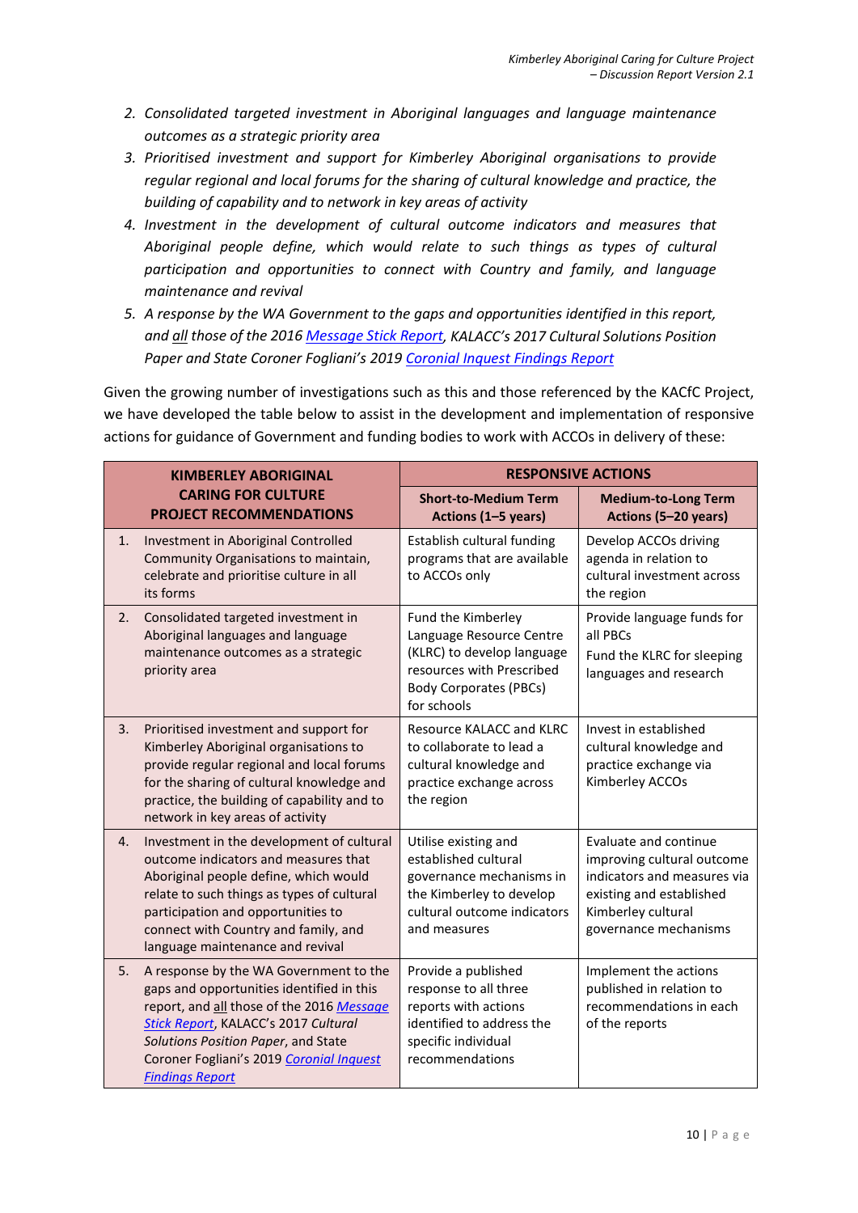2. *Consolidated targeted investment in Aboriginal languages and language maintenance outcomes as a strategic priority area*
3. *Prioritised investment and support for Kimberley Aboriginal organisations to provide regular regional and local forums for the sharing of cultural knowledge and practice, the building of capability and to network in key areas of activity*
4. *Investment in the development of cultural outcome indicators and measures that Aboriginal people define, which would relate to such things as types of cultural participation and opportunities to connect with Country and family, and language maintenance and revival*
5. *A response by the WA Government to the gaps and opportunities identified in this report, and all those of the 2016 Message Stick Report, KALACC's 2017 Cultural Solutions Position Paper and State Coroner Fogliani's 2019 Coronial Inquest Findings Report*

Given the growing number of investigations such as this and those referenced by the KACfC Project, we have developed the table below to assist in the development and implementation of responsive actions for guidance of Government and funding bodies to work with ACCOs in delivery of these:

| KIMBERLEY ABORIGINAL CARING FOR CULTURE PROJECT RECOMMENDATIONS | RESPONSIVE ACTIONS | |
|---|---|---|
| | **Short-to-Medium Term Actions (1–5 years)** | **Medium-to-Long Term Actions (5–20 years)** |
| 1. Investment in Aboriginal Controlled Community Organisations to maintain, celebrate and prioritise culture in all its forms | Establish cultural funding programs that are available to ACCOs only | Develop ACCOs driving agenda in relation to cultural investment across the region |
| 2. Consolidated targeted investment in Aboriginal languages and language maintenance outcomes as a strategic priority area | Fund the Kimberley Language Resource Centre (KLRC) to develop language resources with Prescribed Body Corporates (PBCs) for schools | Provide language funds for all PBCs<br>Fund the KLRC for sleeping languages and research |
| 3. Prioritised investment and support for Kimberley Aboriginal organisations to provide regular regional and local forums for the sharing of cultural knowledge and practice, the building of capability and to network in key areas of activity | Resource KALACC and KLRC to collaborate to lead a cultural knowledge and practice exchange across the region | Invest in established cultural knowledge and practice exchange via Kimberley ACCOs |
| 4. Investment in the development of cultural outcome indicators and measures that Aboriginal people define, which would relate to such things as types of cultural participation and opportunities to connect with Country and family, and language maintenance and revival | Utilise existing and established cultural governance mechanisms in the Kimberley to develop cultural outcome indicators and measures | Evaluate and continue improving cultural outcome indicators and measures via existing and established Kimberley cultural governance mechanisms |
| 5. A response by the WA Government to the gaps and opportunities identified in this report, and all those of the 2016 *Message Stick Report*, KALACC's 2017 *Cultural Solutions Position Paper*, and State Coroner Fogliani's 2019 *Coronial Inquest Findings Report* | Provide a published response to all three reports with actions identified to address the specific individual recommendations | Implement the actions published in relation to recommendations in each of the reports |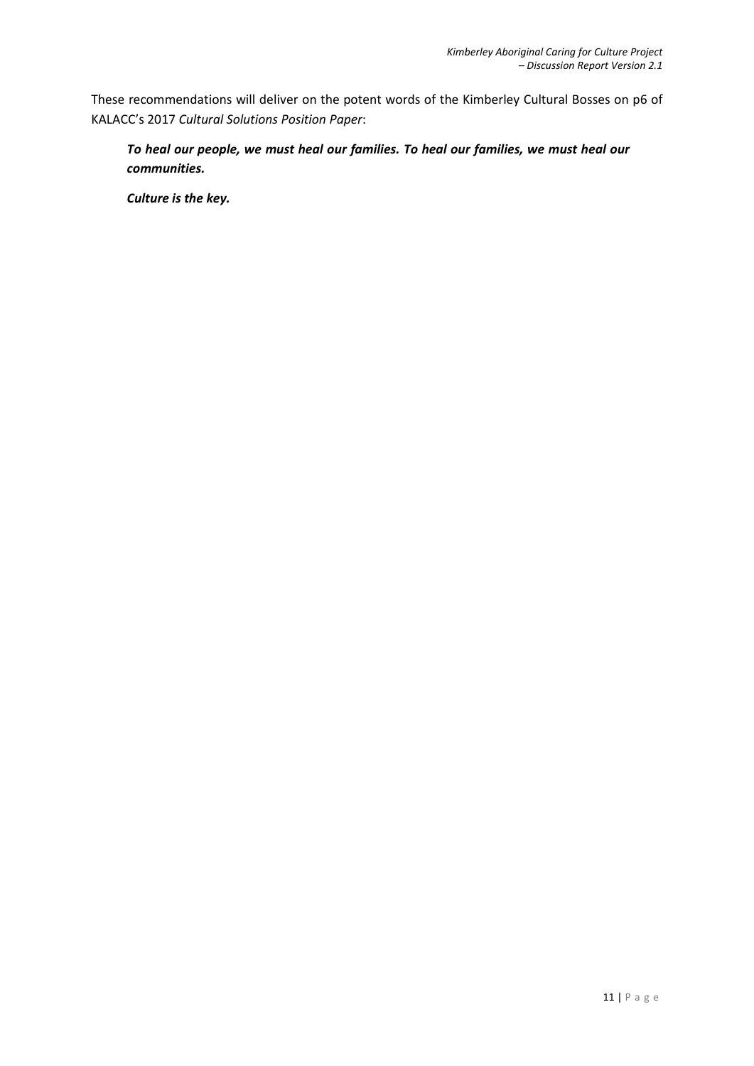These recommendations will deliver on the potent words of the Kimberley Cultural Bosses on p6 of KALACC's 2017 *Cultural Solutions Position Paper*:

> ***To heal our people, we must heal our families. To heal our families, we must heal our communities.***
>
> ***Culture is the key.***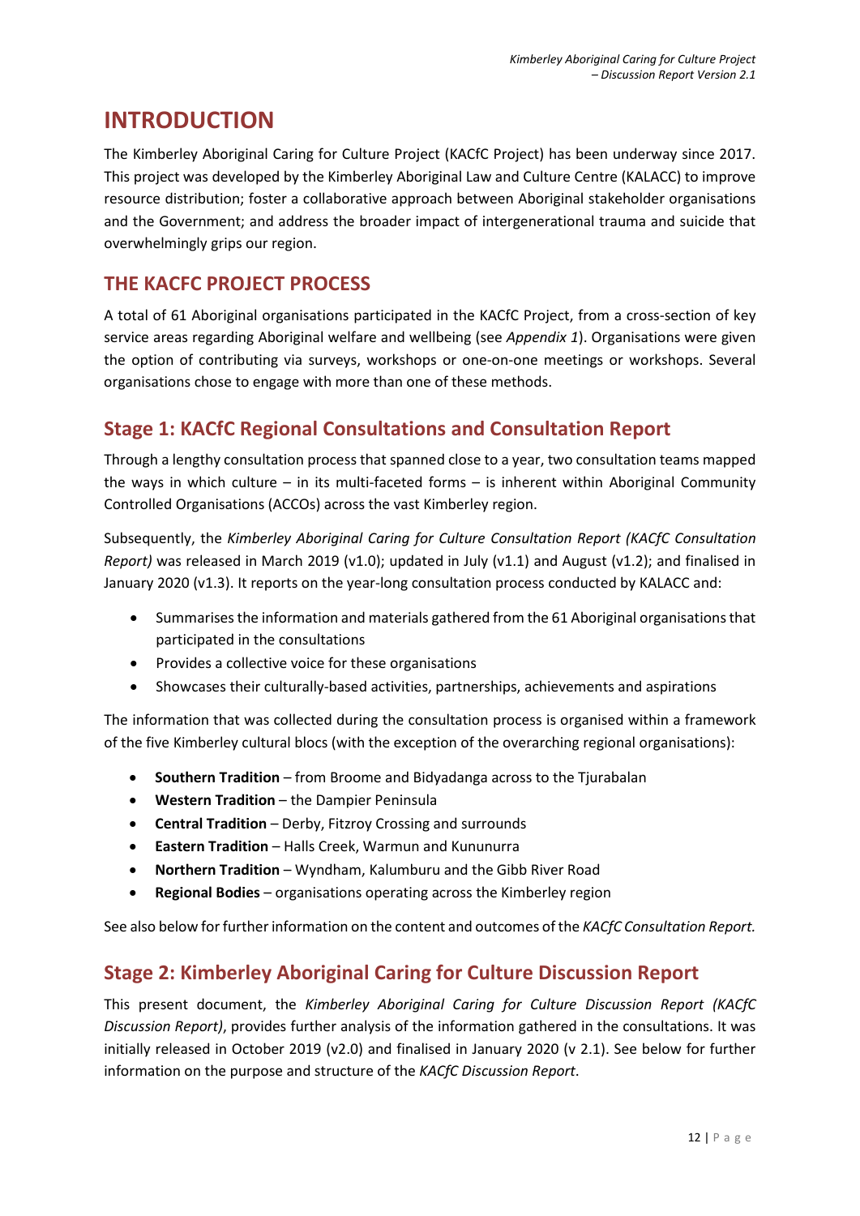# INTRODUCTION

The Kimberley Aboriginal Caring for Culture Project (KACfC Project) has been underway since 2017. This project was developed by the Kimberley Aboriginal Law and Culture Centre (KALACC) to improve resource distribution; foster a collaborative approach between Aboriginal stakeholder organisations and the Government; and address the broader impact of intergenerational trauma and suicide that overwhelmingly grips our region.

## THE KACFC PROJECT PROCESS

A total of 61 Aboriginal organisations participated in the KACfC Project, from a cross-section of key service areas regarding Aboriginal welfare and wellbeing (see *Appendix 1*). Organisations were given the option of contributing via surveys, workshops or one-on-one meetings or workshops. Several organisations chose to engage with more than one of these methods.

### Stage 1: KACfC Regional Consultations and Consultation Report

Through a lengthy consultation process that spanned close to a year, two consultation teams mapped the ways in which culture – in its multi-faceted forms – is inherent within Aboriginal Community Controlled Organisations (ACCOs) across the vast Kimberley region.

Subsequently, the *Kimberley Aboriginal Caring for Culture Consultation Report (KACfC Consultation Report)* was released in March 2019 (v1.0); updated in July (v1.1) and August (v1.2); and finalised in January 2020 (v1.3). It reports on the year-long consultation process conducted by KALACC and:

- Summarises the information and materials gathered from the 61 Aboriginal organisations that participated in the consultations
- Provides a collective voice for these organisations
- Showcases their culturally-based activities, partnerships, achievements and aspirations

The information that was collected during the consultation process is organised within a framework of the five Kimberley cultural blocs (with the exception of the overarching regional organisations):

- **Southern Tradition** – from Broome and Bidyadanga across to the Tjurabalan
- **Western Tradition** – the Dampier Peninsula
- **Central Tradition** – Derby, Fitzroy Crossing and surrounds
- **Eastern Tradition** – Halls Creek, Warmun and Kununurra
- **Northern Tradition** – Wyndham, Kalumburu and the Gibb River Road
- **Regional Bodies** – organisations operating across the Kimberley region

See also below for further information on the content and outcomes of the *KACfC Consultation Report.*

### Stage 2: Kimberley Aboriginal Caring for Culture Discussion Report

This present document, the *Kimberley Aboriginal Caring for Culture Discussion Report (KACfC Discussion Report)*, provides further analysis of the information gathered in the consultations. It was initially released in October 2019 (v2.0) and finalised in January 2020 (v 2.1). See below for further information on the purpose and structure of the *KACfC Discussion Report*.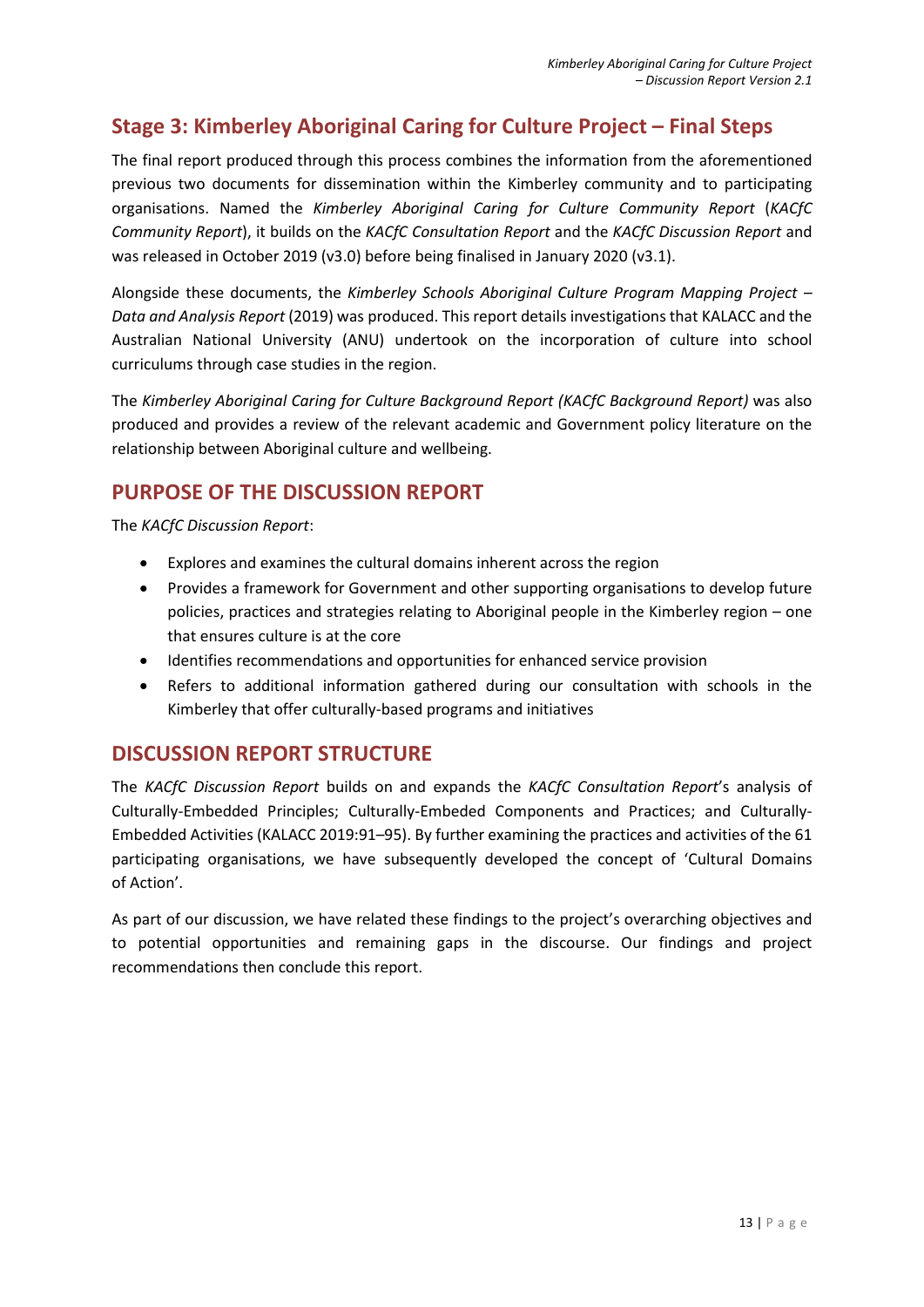## Stage 3: Kimberley Aboriginal Caring for Culture Project – Final Steps

The final report produced through this process combines the information from the aforementioned previous two documents for dissemination within the Kimberley community and to participating organisations. Named the *Kimberley Aboriginal Caring for Culture Community Report* (*KACfC Community Report*), it builds on the *KACfC Consultation Report* and the *KACfC Discussion Report* and was released in October 2019 (v3.0) before being finalised in January 2020 (v3.1).

Alongside these documents, the *Kimberley Schools Aboriginal Culture Program Mapping Project – Data and Analysis Report* (2019) was produced. This report details investigations that KALACC and the Australian National University (ANU) undertook on the incorporation of culture into school curriculums through case studies in the region.

The *Kimberley Aboriginal Caring for Culture Background Report (KACfC Background Report)* was also produced and provides a review of the relevant academic and Government policy literature on the relationship between Aboriginal culture and wellbeing.

## PURPOSE OF THE DISCUSSION REPORT

The *KACfC Discussion Report*:

- Explores and examines the cultural domains inherent across the region
- Provides a framework for Government and other supporting organisations to develop future policies, practices and strategies relating to Aboriginal people in the Kimberley region – one that ensures culture is at the core
- Identifies recommendations and opportunities for enhanced service provision
- Refers to additional information gathered during our consultation with schools in the Kimberley that offer culturally-based programs and initiatives

## DISCUSSION REPORT STRUCTURE

The *KACfC Discussion Report* builds on and expands the *KACfC Consultation Report*'s analysis of Culturally-Embedded Principles; Culturally-Embeded Components and Practices; and Culturally-Embedded Activities (KALACC 2019:91–95). By further examining the practices and activities of the 61 participating organisations, we have subsequently developed the concept of 'Cultural Domains of Action'.

As part of our discussion, we have related these findings to the project's overarching objectives and to potential opportunities and remaining gaps in the discourse. Our findings and project recommendations then conclude this report.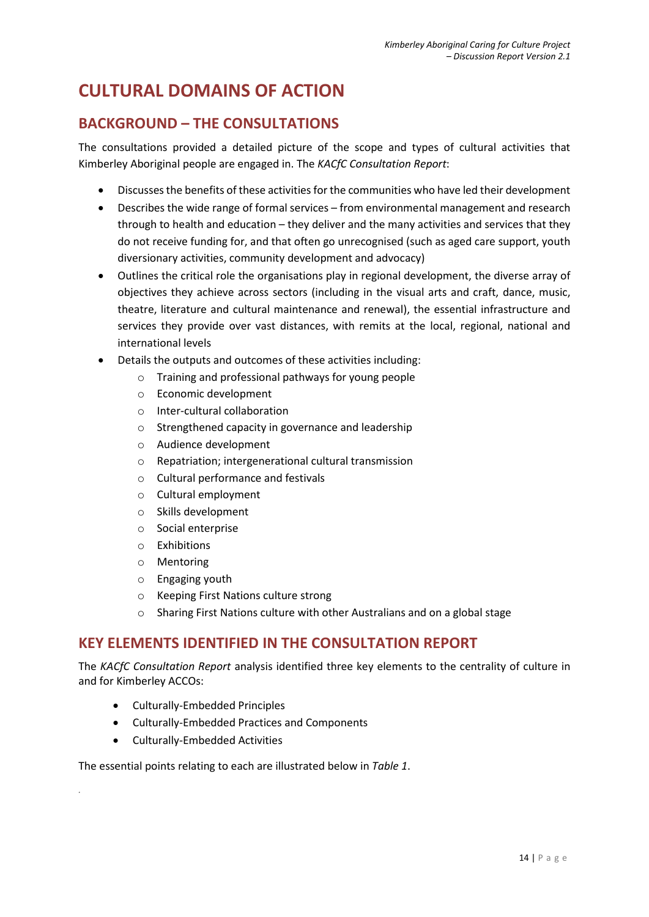# CULTURAL DOMAINS OF ACTION

## BACKGROUND – THE CONSULTATIONS

The consultations provided a detailed picture of the scope and types of cultural activities that Kimberley Aboriginal people are engaged in. The *KACfC Consultation Report*:

- Discusses the benefits of these activities for the communities who have led their development
- Describes the wide range of formal services – from environmental management and research through to health and education – they deliver and the many activities and services that they do not receive funding for, and that often go unrecognised (such as aged care support, youth diversionary activities, community development and advocacy)
- Outlines the critical role the organisations play in regional development, the diverse array of objectives they achieve across sectors (including in the visual arts and craft, dance, music, theatre, literature and cultural maintenance and renewal), the essential infrastructure and services they provide over vast distances, with remits at the local, regional, national and international levels
- Details the outputs and outcomes of these activities including:
    - Training and professional pathways for young people
    - Economic development
    - Inter-cultural collaboration
    - Strengthened capacity in governance and leadership
    - Audience development
    - Repatriation; intergenerational cultural transmission
    - Cultural performance and festivals
    - Cultural employment
    - Skills development
    - Social enterprise
    - Exhibitions
    - Mentoring
    - Engaging youth
    - Keeping First Nations culture strong
    - Sharing First Nations culture with other Australians and on a global stage

## KEY ELEMENTS IDENTIFIED IN THE CONSULTATION REPORT

The *KACfC Consultation Report* analysis identified three key elements to the centrality of culture in and for Kimberley ACCOs:

- Culturally-Embedded Principles
- Culturally-Embedded Practices and Components
- Culturally-Embedded Activities

The essential points relating to each are illustrated below in *Table 1*.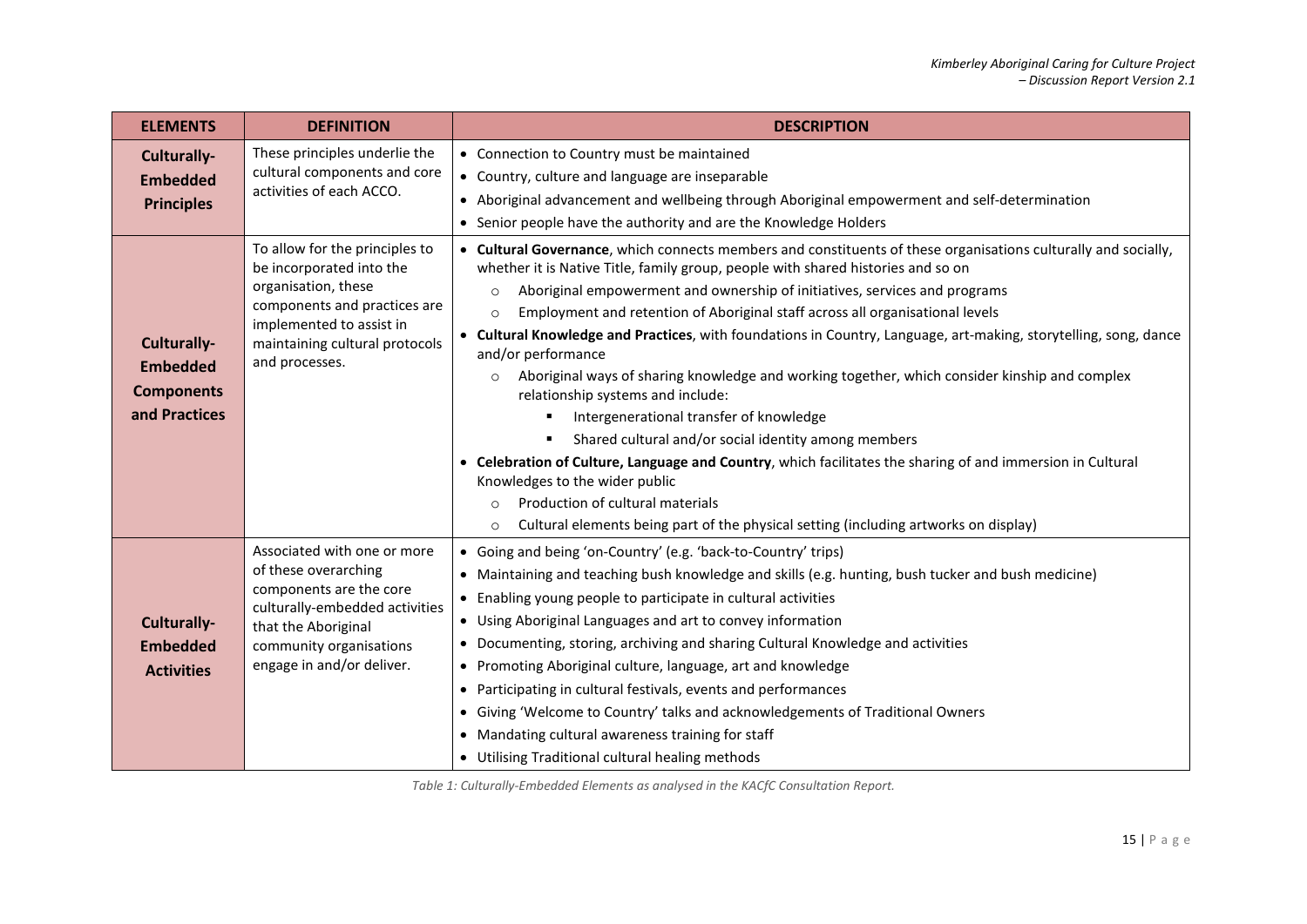| ELEMENTS | DEFINITION | DESCRIPTION |
|---|---|---|
| **Culturally-Embedded Principles** | These principles underlie the cultural components and core activities of each ACCO. | • Connection to Country must be maintained<br>• Country, culture and language are inseparable<br>• Aboriginal advancement and wellbeing through Aboriginal empowerment and self-determination<br>• Senior people have the authority and are the Knowledge Holders |
| **Culturally-Embedded Components and Practices** | To allow for the principles to be incorporated into the organisation, these components and practices are implemented to assist in maintaining cultural protocols and processes. | • **Cultural Governance**, which connects members and constituents of these organisations culturally and socially, whether it is Native Title, family group, people with shared histories and so on<br>  ○ Aboriginal empowerment and ownership of initiatives, services and programs<br>  ○ Employment and retention of Aboriginal staff across all organisational levels<br>• **Cultural Knowledge and Practices**, with foundations in Country, Language, art-making, storytelling, song, dance and/or performance<br>  ○ Aboriginal ways of sharing knowledge and working together, which consider kinship and complex relationship systems and include:<br>    ▪ Intergenerational transfer of knowledge<br>    ▪ Shared cultural and/or social identity among members<br>• **Celebration of Culture, Language and Country**, which facilitates the sharing of and immersion in Cultural Knowledges to the wider public<br>  ○ Production of cultural materials<br>  ○ Cultural elements being part of the physical setting (including artworks on display) |
| **Culturally-Embedded Activities** | Associated with one or more of these overarching components are the core culturally-embedded activities that the Aboriginal community organisations engage in and/or deliver. | • Going and being 'on-Country' (e.g. 'back-to-Country' trips)<br>• Maintaining and teaching bush knowledge and skills (e.g. hunting, bush tucker and bush medicine)<br>• Enabling young people to participate in cultural activities<br>• Using Aboriginal Languages and art to convey information<br>• Documenting, storing, archiving and sharing Cultural Knowledge and activities<br>• Promoting Aboriginal culture, language, art and knowledge<br>• Participating in cultural festivals, events and performances<br>• Giving 'Welcome to Country' talks and acknowledgements of Traditional Owners<br>• Mandating cultural awareness training for staff<br>• Utilising Traditional cultural healing methods |

*Table 1: Culturally-Embedded Elements as analysed in the KACfC Consultation Report.*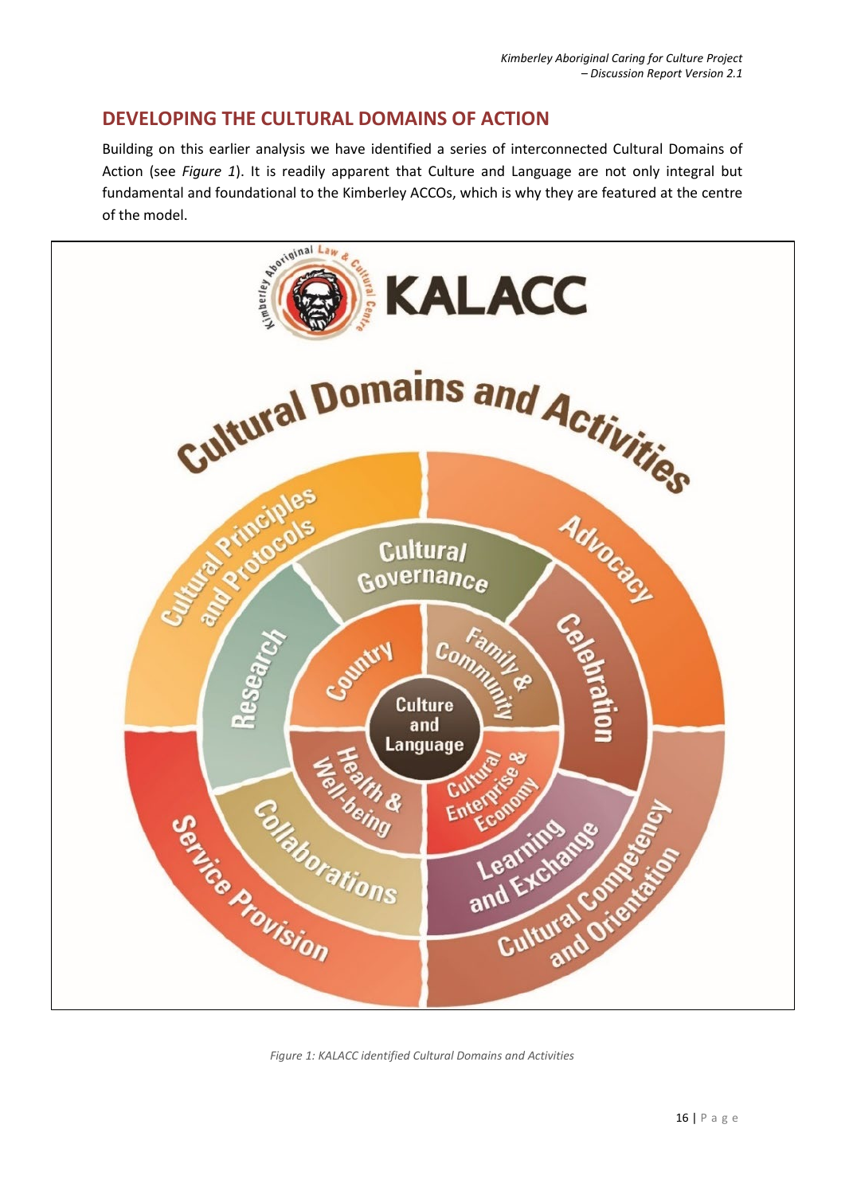## DEVELOPING THE CULTURAL DOMAINS OF ACTION

Building on this earlier analysis we have identified a series of interconnected Cultural Domains of Action (see *Figure 1*). It is readily apparent that Culture and Language are not only integral but fundamental and foundational to the Kimberley ACCOs, which is why they are featured at the centre of the model.

*Figure 1: KALACC identified Cultural Domains and Activities*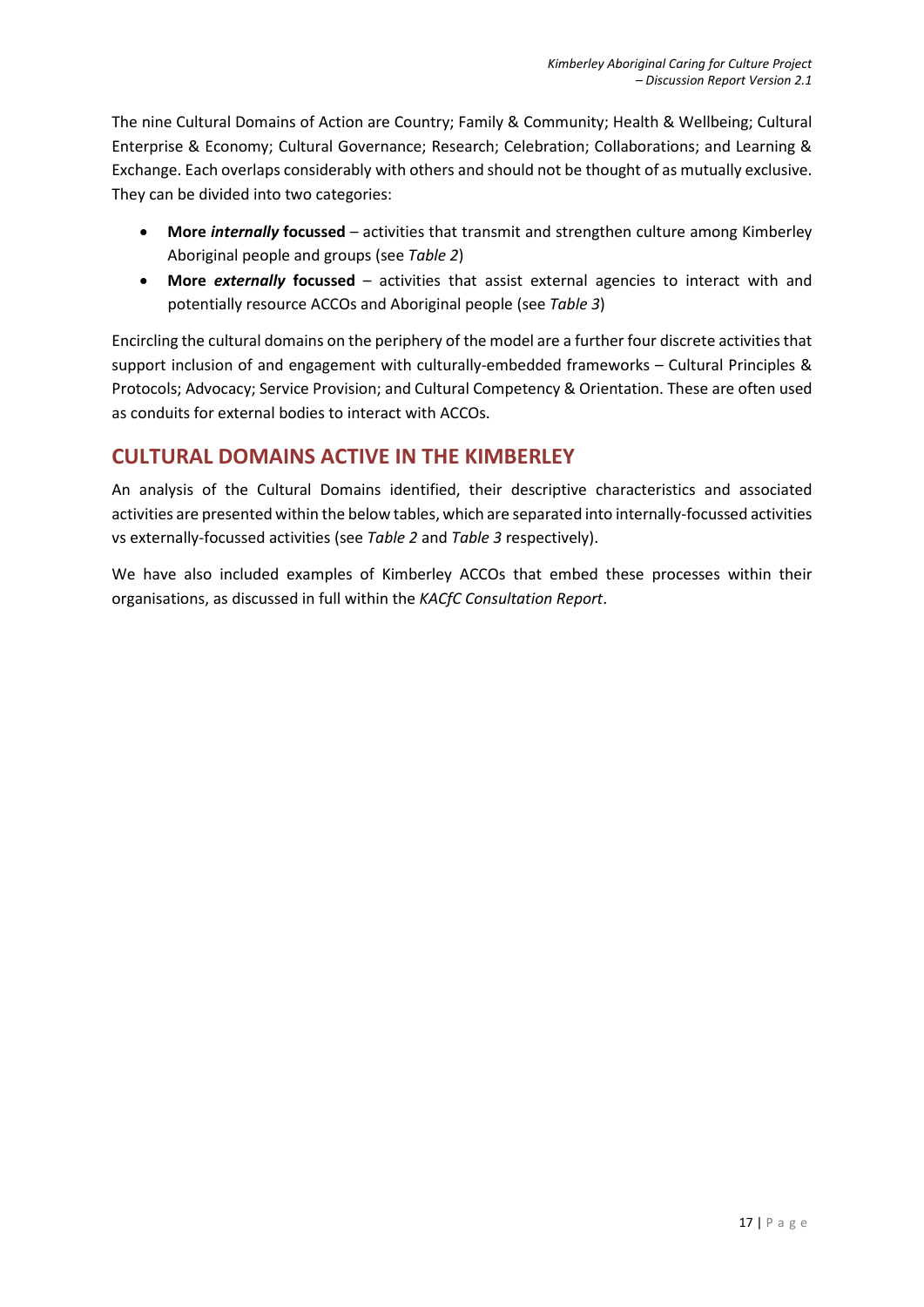The nine Cultural Domains of Action are Country; Family & Community; Health & Wellbeing; Cultural Enterprise & Economy; Cultural Governance; Research; Celebration; Collaborations; and Learning & Exchange. Each overlaps considerably with others and should not be thought of as mutually exclusive. They can be divided into two categories:

- **More *internally* focussed** – activities that transmit and strengthen culture among Kimberley Aboriginal people and groups (see *Table 2*)
- **More *externally* focussed** – activities that assist external agencies to interact with and potentially resource ACCOs and Aboriginal people (see *Table 3*)

Encircling the cultural domains on the periphery of the model are a further four discrete activities that support inclusion of and engagement with culturally-embedded frameworks – Cultural Principles & Protocols; Advocacy; Service Provision; and Cultural Competency & Orientation. These are often used as conduits for external bodies to interact with ACCOs.

## CULTURAL DOMAINS ACTIVE IN THE KIMBERLEY

An analysis of the Cultural Domains identified, their descriptive characteristics and associated activities are presented within the below tables, which are separated into internally-focussed activities vs externally-focussed activities (see *Table 2* and *Table 3* respectively).

We have also included examples of Kimberley ACCOs that embed these processes within their organisations, as discussed in full within the *KACfC Consultation Report*.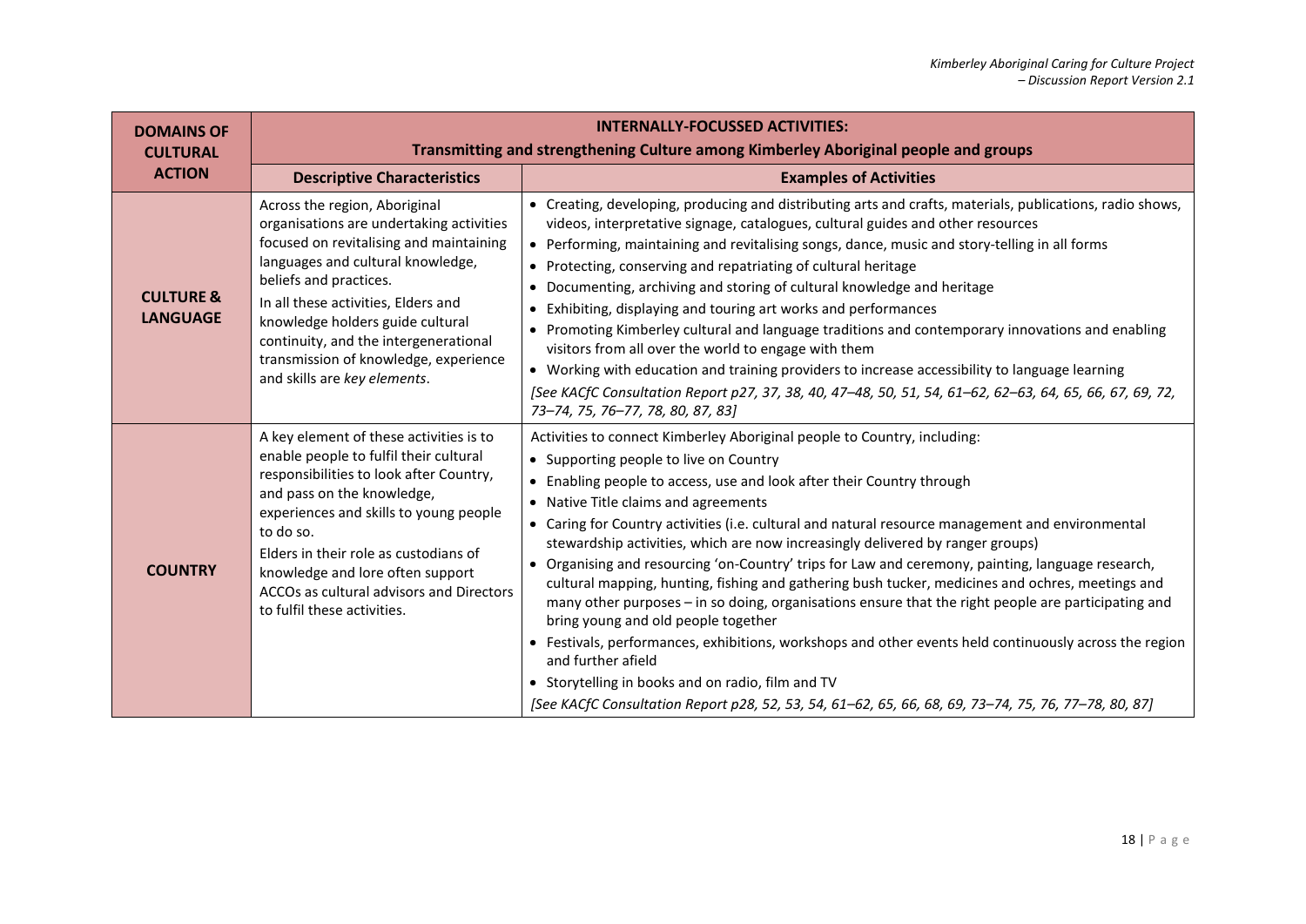| DOMAINS OF CULTURAL ACTION | INTERNALLY-FOCUSSED ACTIVITIES: Transmitting and strengthening Culture among Kimberley Aboriginal people and groups | |
|---|---|---|
| | **Descriptive Characteristics** | **Examples of Activities** |
| **CULTURE & LANGUAGE** | Across the region, Aboriginal organisations are undertaking activities focused on revitalising and maintaining languages and cultural knowledge, beliefs and practices.<br>In all these activities, Elders and knowledge holders guide cultural continuity, and the intergenerational transmission of knowledge, experience and skills are *key elements*. | • Creating, developing, producing and distributing arts and crafts, materials, publications, radio shows, videos, interpretative signage, catalogues, cultural guides and other resources<br>• Performing, maintaining and revitalising songs, dance, music and story-telling in all forms<br>• Protecting, conserving and repatriating of cultural heritage<br>• Documenting, archiving and storing of cultural knowledge and heritage<br>• Exhibiting, displaying and touring art works and performances<br>• Promoting Kimberley cultural and language traditions and contemporary innovations and enabling visitors from all over the world to engage with them<br>• Working with education and training providers to increase accessibility to language learning<br>*[See KACfC Consultation Report p27, 37, 38, 40, 47–48, 50, 51, 54, 61–62, 62–63, 64, 65, 66, 67, 69, 72, 73–74, 75, 76–77, 78, 80, 87, 83]* |
| **COUNTRY** | A key element of these activities is to enable people to fulfil their cultural responsibilities to look after Country, and pass on the knowledge, experiences and skills to young people to do so.<br>Elders in their role as custodians of knowledge and lore often support ACCOs as cultural advisors and Directors to fulfil these activities. | Activities to connect Kimberley Aboriginal people to Country, including:<br>• Supporting people to live on Country<br>• Enabling people to access, use and look after their Country through<br>• Native Title claims and agreements<br>• Caring for Country activities (i.e. cultural and natural resource management and environmental stewardship activities, which are now increasingly delivered by ranger groups)<br>• Organising and resourcing 'on-Country' trips for Law and ceremony, painting, language research, cultural mapping, hunting, fishing and gathering bush tucker, medicines and ochres, meetings and many other purposes – in so doing, organisations ensure that the right people are participating and bring young and old people together<br>• Festivals, performances, exhibitions, workshops and other events held continuously across the region and further afield<br>• Storytelling in books and on radio, film and TV<br>*[See KACfC Consultation Report p28, 52, 53, 54, 61–62, 65, 66, 68, 69, 73–74, 75, 76, 77–78, 80, 87]* |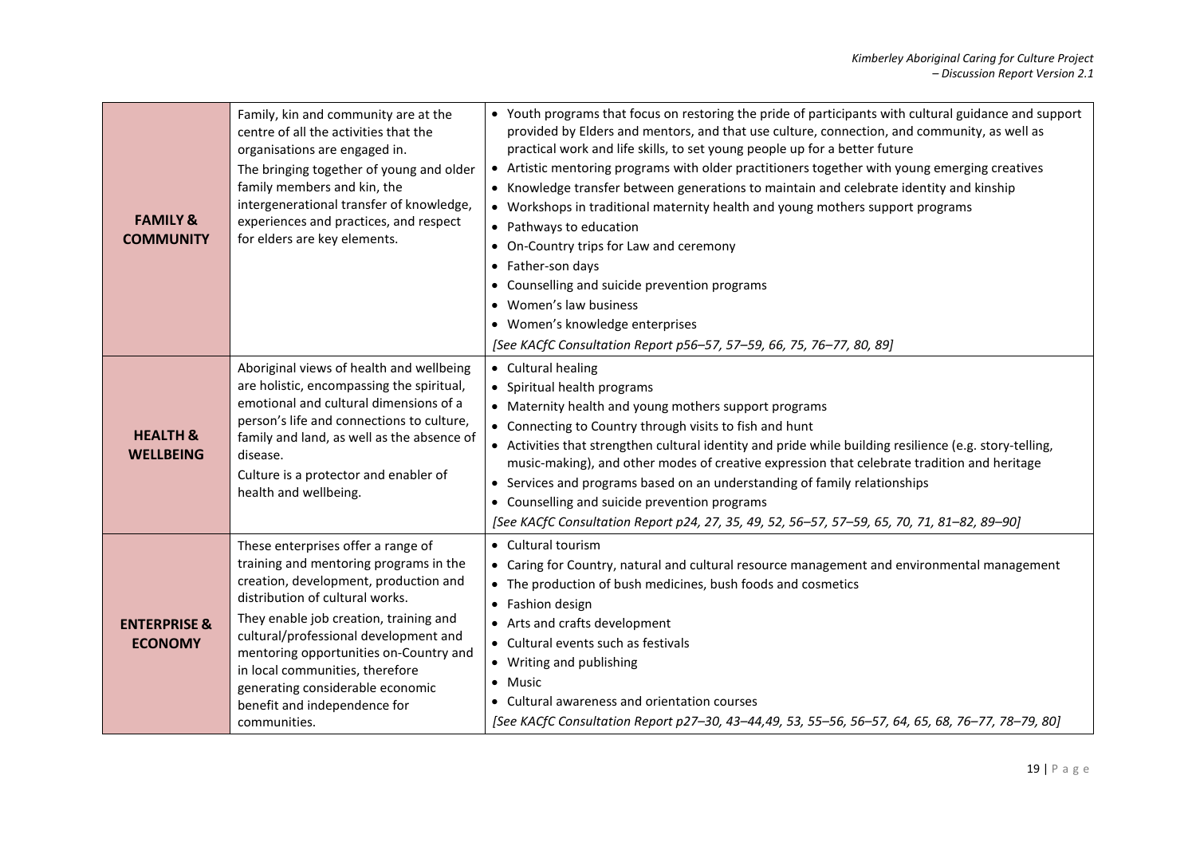| | | |
|---|---|---|
| **FAMILY & COMMUNITY** | Family, kin and community are at the centre of all the activities that the organisations are engaged in.<br>The bringing together of young and older family members and kin, the intergenerational transfer of knowledge, experiences and practices, and respect for elders are key elements. | • Youth programs that focus on restoring the pride of participants with cultural guidance and support provided by Elders and mentors, and that use culture, connection, and community, as well as practical work and life skills, to set young people up for a better future<br>• Artistic mentoring programs with older practitioners together with young emerging creatives<br>• Knowledge transfer between generations to maintain and celebrate identity and kinship<br>• Workshops in traditional maternity health and young mothers support programs<br>• Pathways to education<br>• On-Country trips for Law and ceremony<br>• Father-son days<br>• Counselling and suicide prevention programs<br>• Women's law business<br>• Women's knowledge enterprises<br>*[See KACfC Consultation Report p56–57, 57–59, 66, 75, 76–77, 80, 89]* |
| **HEALTH & WELLBEING** | Aboriginal views of health and wellbeing are holistic, encompassing the spiritual, emotional and cultural dimensions of a person's life and connections to culture, family and land, as well as the absence of disease.<br>Culture is a protector and enabler of health and wellbeing. | • Cultural healing<br>• Spiritual health programs<br>• Maternity health and young mothers support programs<br>• Connecting to Country through visits to fish and hunt<br>• Activities that strengthen cultural identity and pride while building resilience (e.g. story-telling, music-making), and other modes of creative expression that celebrate tradition and heritage<br>• Services and programs based on an understanding of family relationships<br>• Counselling and suicide prevention programs<br>*[See KACfC Consultation Report p24, 27, 35, 49, 52, 56–57, 57–59, 65, 70, 71, 81–82, 89–90]* |
| **ENTERPRISE & ECONOMY** | These enterprises offer a range of training and mentoring programs in the creation, development, production and distribution of cultural works.<br>They enable job creation, training and cultural/professional development and mentoring opportunities on-Country and in local communities, therefore generating considerable economic benefit and independence for communities. | • Cultural tourism<br>• Caring for Country, natural and cultural resource management and environmental management<br>• The production of bush medicines, bush foods and cosmetics<br>• Fashion design<br>• Arts and crafts development<br>• Cultural events such as festivals<br>• Writing and publishing<br>• Music<br>• Cultural awareness and orientation courses<br>*[See KACfC Consultation Report p27–30, 43–44,49, 53, 55–56, 56–57, 64, 65, 68, 76–77, 78–79, 80]* |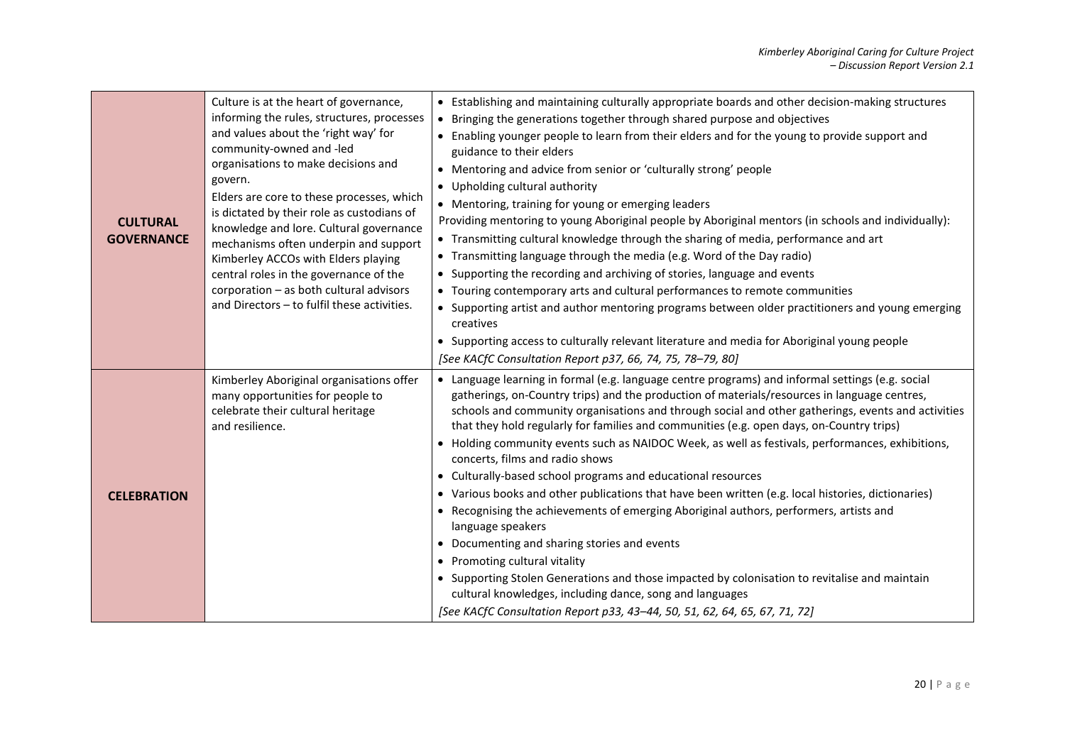| | | |
|---|---|---|
| **CULTURAL GOVERNANCE** | Culture is at the heart of governance, informing the rules, structures, processes and values about the 'right way' for community-owned and -led organisations to make decisions and govern.<br>Elders are core to these processes, which is dictated by their role as custodians of knowledge and lore. Cultural governance mechanisms often underpin and support Kimberley ACCOs with Elders playing central roles in the governance of the corporation – as both cultural advisors and Directors – to fulfil these activities. | • Establishing and maintaining culturally appropriate boards and other decision-making structures<br>• Bringing the generations together through shared purpose and objectives<br>• Enabling younger people to learn from their elders and for the young to provide support and guidance to their elders<br>• Mentoring and advice from senior or 'culturally strong' people<br>• Upholding cultural authority<br>• Mentoring, training for young or emerging leaders<br>Providing mentoring to young Aboriginal people by Aboriginal mentors (in schools and individually):<br>• Transmitting cultural knowledge through the sharing of media, performance and art<br>• Transmitting language through the media (e.g. Word of the Day radio)<br>• Supporting the recording and archiving of stories, language and events<br>• Touring contemporary arts and cultural performances to remote communities<br>• Supporting artist and author mentoring programs between older practitioners and young emerging creatives<br>• Supporting access to culturally relevant literature and media for Aboriginal young people<br>*[See KACfC Consultation Report p37, 66, 74, 75, 78–79, 80]* |
| **CELEBRATION** | Kimberley Aboriginal organisations offer many opportunities for people to celebrate their cultural heritage and resilience. | • Language learning in formal (e.g. language centre programs) and informal settings (e.g. social gatherings, on-Country trips) and the production of materials/resources in language centres, schools and community organisations and through social and other gatherings, events and activities that they hold regularly for families and communities (e.g. open days, on-Country trips)<br>• Holding community events such as NAIDOC Week, as well as festivals, performances, exhibitions, concerts, films and radio shows<br>• Culturally-based school programs and educational resources<br>• Various books and other publications that have been written (e.g. local histories, dictionaries)<br>• Recognising the achievements of emerging Aboriginal authors, performers, artists and language speakers<br>• Documenting and sharing stories and events<br>• Promoting cultural vitality<br>• Supporting Stolen Generations and those impacted by colonisation to revitalise and maintain cultural knowledges, including dance, song and languages<br>*[See KACfC Consultation Report p33, 43–44, 50, 51, 62, 64, 65, 67, 71, 72]* |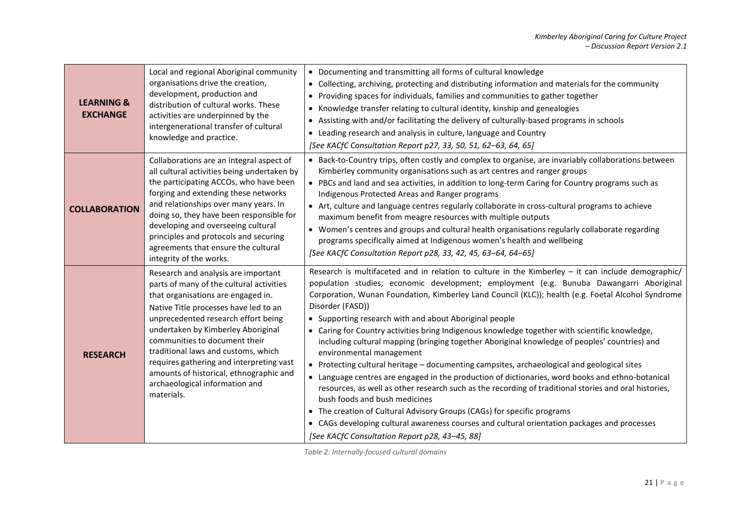| | | |
|---|---|---|
| **LEARNING & EXCHANGE** | Local and regional Aboriginal community organisations drive the creation, development, production and distribution of cultural works. These activities are underpinned by the intergenerational transfer of cultural knowledge and practice. | • Documenting and transmitting all forms of cultural knowledge<br>• Collecting, archiving, protecting and distributing information and materials for the community<br>• Providing spaces for individuals, families and communities to gather together<br>• Knowledge transfer relating to cultural identity, kinship and genealogies<br>• Assisting with and/or facilitating the delivery of culturally-based programs in schools<br>• Leading research and analysis in culture, language and Country<br>*[See KACfC Consultation Report p27, 33, 50, 51, 62–63, 64, 65]* |
| **COLLABORATION** | Collaborations are an integral aspect of all cultural activities being undertaken by the participating ACCOs, who have been forging and extending these networks and relationships over many years. In doing so, they have been responsible for developing and overseeing cultural principles and protocols and securing agreements that ensure the cultural integrity of the works. | • Back-to-Country trips, often costly and complex to organise, are invariably collaborations between Kimberley community organisations such as art centres and ranger groups<br>• PBCs and land and sea activities, in addition to long-term Caring for Country programs such as Indigenous Protected Areas and Ranger programs<br>• Art, culture and language centres regularly collaborate in cross-cultural programs to achieve maximum benefit from meagre resources with multiple outputs<br>• Women's centres and groups and cultural health organisations regularly collaborate regarding programs specifically aimed at Indigenous women's health and wellbeing<br>*[See KACfC Consultation Report p28, 33, 42, 45, 63–64, 64–65]* |
| **RESEARCH** | Research and analysis are important parts of many of the cultural activities that organisations are engaged in. Native Title processes have led to an unprecedented research effort being undertaken by Kimberley Aboriginal communities to document their traditional laws and customs, which requires gathering and interpreting vast amounts of historical, ethnographic and archaeological information and materials. | Research is multifaceted and in relation to culture in the Kimberley – it can include demographic/ population studies; economic development; employment (e.g. Bunuba Dawangarri Aboriginal Corporation, Wunan Foundation, Kimberley Land Council (KLC)); health (e.g. Foetal Alcohol Syndrome Disorder (FASD))<br>• Supporting research with and about Aboriginal people<br>• Caring for Country activities bring Indigenous knowledge together with scientific knowledge, including cultural mapping (bringing together Aboriginal knowledge of peoples' countries) and environmental management<br>• Protecting cultural heritage – documenting campsites, archaeological and geological sites<br>• Language centres are engaged in the production of dictionaries, word books and ethno-botanical resources, as well as other research such as the recording of traditional stories and oral histories, bush foods and bush medicines<br>• The creation of Cultural Advisory Groups (CAGs) for specific programs<br>• CAGs developing cultural awareness courses and cultural orientation packages and processes<br>*[See KACfC Consultation Report p28, 43–45, 88]* |

*Table 2: Internally-focused cultural domains*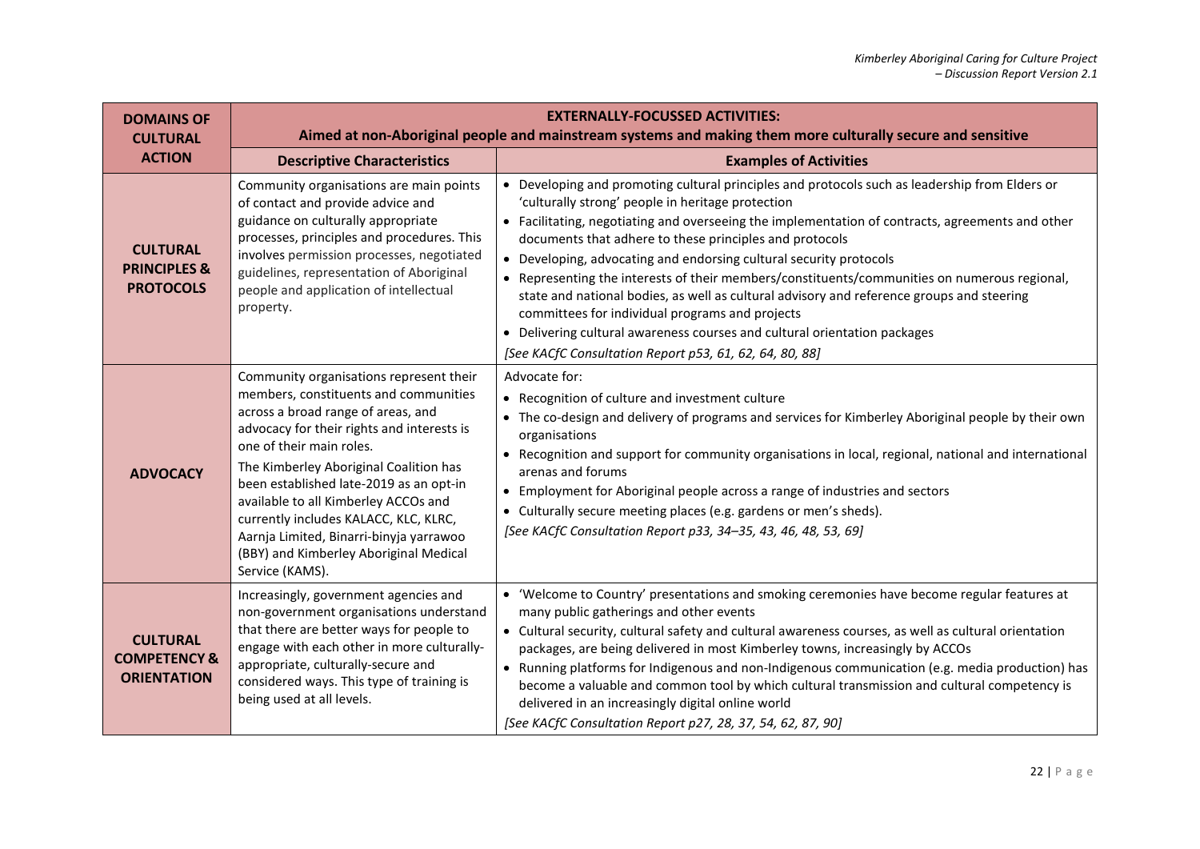| DOMAINS OF CULTURAL ACTION | EXTERNALLY-FOCUSSED ACTIVITIES: Aimed at non-Aboriginal people and mainstream systems and making them more culturally secure and sensitive | |
|---|---|---|
| | **Descriptive Characteristics** | **Examples of Activities** |
| **CULTURAL PRINCIPLES & PROTOCOLS** | Community organisations are main points of contact and provide advice and guidance on culturally appropriate processes, principles and procedures. This involves permission processes, negotiated guidelines, representation of Aboriginal people and application of intellectual property. | • Developing and promoting cultural principles and protocols such as leadership from Elders or 'culturally strong' people in heritage protection<br>• Facilitating, negotiating and overseeing the implementation of contracts, agreements and other documents that adhere to these principles and protocols<br>• Developing, advocating and endorsing cultural security protocols<br>• Representing the interests of their members/constituents/communities on numerous regional, state and national bodies, as well as cultural advisory and reference groups and steering committees for individual programs and projects<br>• Delivering cultural awareness courses and cultural orientation packages<br>*[See KACfC Consultation Report p53, 61, 62, 64, 80, 88]* |
| **ADVOCACY** | Community organisations represent their members, constituents and communities across a broad range of areas, and advocacy for their rights and interests is one of their main roles.<br>The Kimberley Aboriginal Coalition has been established late-2019 as an opt-in available to all Kimberley ACCOs and currently includes KALACC, KLC, KLRC, Aarnja Limited, Binarri-binyja yarrawoo (BBY) and Kimberley Aboriginal Medical Service (KAMS). | Advocate for:<br>• Recognition of culture and investment culture<br>• The co-design and delivery of programs and services for Kimberley Aboriginal people by their own organisations<br>• Recognition and support for community organisations in local, regional, national and international arenas and forums<br>• Employment for Aboriginal people across a range of industries and sectors<br>• Culturally secure meeting places (e.g. gardens or men's sheds).<br>*[See KACfC Consultation Report p33, 34–35, 43, 46, 48, 53, 69]* |
| **CULTURAL COMPETENCY & ORIENTATION** | Increasingly, government agencies and non-government organisations understand that there are better ways for people to engage with each other in more culturally-appropriate, culturally-secure and considered ways. This type of training is being used at all levels. | • 'Welcome to Country' presentations and smoking ceremonies have become regular features at many public gatherings and other events<br>• Cultural security, cultural safety and cultural awareness courses, as well as cultural orientation packages, are being delivered in most Kimberley towns, increasingly by ACCOs<br>• Running platforms for Indigenous and non-Indigenous communication (e.g. media production) has become a valuable and common tool by which cultural transmission and cultural competency is delivered in an increasingly digital online world<br>*[See KACfC Consultation Report p27, 28, 37, 54, 62, 87, 90]* |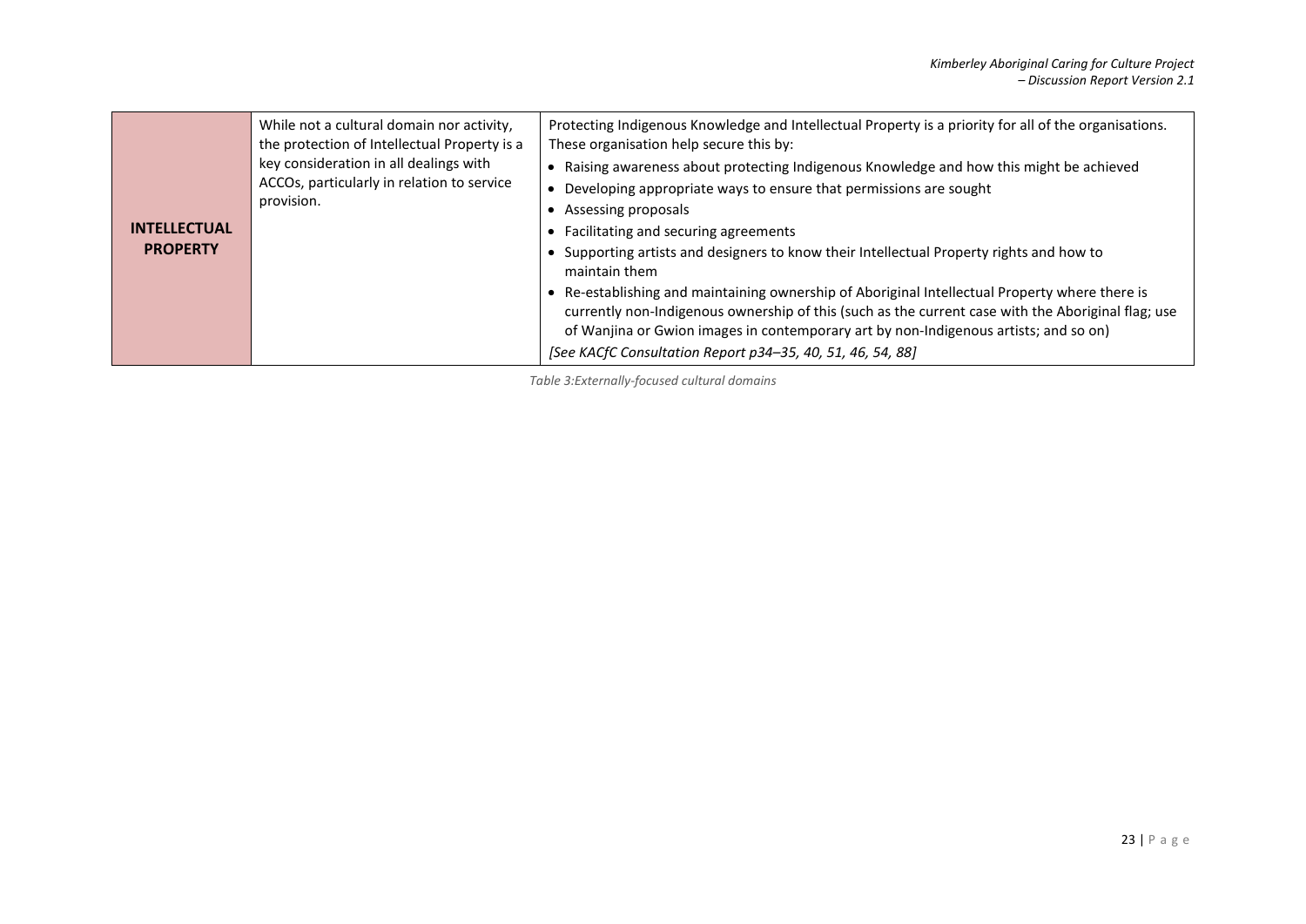| | | |
|---|---|---|
| **INTELLECTUAL PROPERTY** | While not a cultural domain nor activity, the protection of Intellectual Property is a key consideration in all dealings with ACCOs, particularly in relation to service provision. | Protecting Indigenous Knowledge and Intellectual Property is a priority for all of the organisations. These organisation help secure this by:<br>• Raising awareness about protecting Indigenous Knowledge and how this might be achieved<br>• Developing appropriate ways to ensure that permissions are sought<br>• Assessing proposals<br>• Facilitating and securing agreements<br>• Supporting artists and designers to know their Intellectual Property rights and how to maintain them<br>• Re-establishing and maintaining ownership of Aboriginal Intellectual Property where there is currently non-Indigenous ownership of this (such as the current case with the Aboriginal flag; use of Wanjina or Gwion images in contemporary art by non-Indigenous artists; and so on)<br>*[See KACfC Consultation Report p34–35, 40, 51, 46, 54, 88]* |

*Table 3:Externally-focused cultural domains*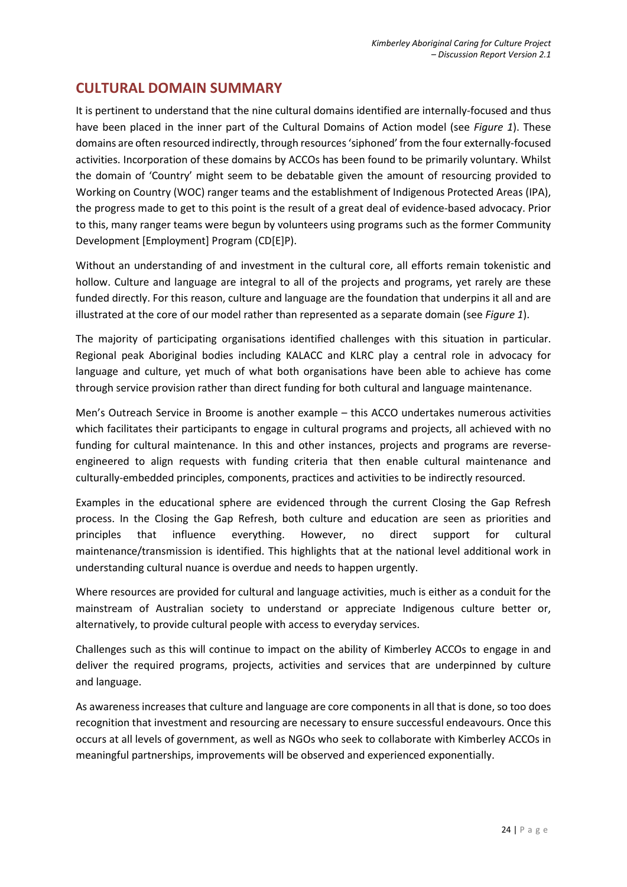## CULTURAL DOMAIN SUMMARY

It is pertinent to understand that the nine cultural domains identified are internally-focused and thus have been placed in the inner part of the Cultural Domains of Action model (see *Figure 1*). These domains are often resourced indirectly, through resources 'siphoned' from the four externally-focused activities. Incorporation of these domains by ACCOs has been found to be primarily voluntary. Whilst the domain of 'Country' might seem to be debatable given the amount of resourcing provided to Working on Country (WOC) ranger teams and the establishment of Indigenous Protected Areas (IPA), the progress made to get to this point is the result of a great deal of evidence-based advocacy. Prior to this, many ranger teams were begun by volunteers using programs such as the former Community Development [Employment] Program (CD[E]P).

Without an understanding of and investment in the cultural core, all efforts remain tokenistic and hollow. Culture and language are integral to all of the projects and programs, yet rarely are these funded directly. For this reason, culture and language are the foundation that underpins it all and are illustrated at the core of our model rather than represented as a separate domain (see *Figure 1*).

The majority of participating organisations identified challenges with this situation in particular. Regional peak Aboriginal bodies including KALACC and KLRC play a central role in advocacy for language and culture, yet much of what both organisations have been able to achieve has come through service provision rather than direct funding for both cultural and language maintenance.

Men's Outreach Service in Broome is another example – this ACCO undertakes numerous activities which facilitates their participants to engage in cultural programs and projects, all achieved with no funding for cultural maintenance. In this and other instances, projects and programs are reverse-engineered to align requests with funding criteria that then enable cultural maintenance and culturally-embedded principles, components, practices and activities to be indirectly resourced.

Examples in the educational sphere are evidenced through the current Closing the Gap Refresh process. In the Closing the Gap Refresh, both culture and education are seen as priorities and principles that influence everything. However, no direct support for cultural maintenance/transmission is identified. This highlights that at the national level additional work in understanding cultural nuance is overdue and needs to happen urgently.

Where resources are provided for cultural and language activities, much is either as a conduit for the mainstream of Australian society to understand or appreciate Indigenous culture better or, alternatively, to provide cultural people with access to everyday services.

Challenges such as this will continue to impact on the ability of Kimberley ACCOs to engage in and deliver the required programs, projects, activities and services that are underpinned by culture and language.

As awareness increases that culture and language are core components in all that is done, so too does recognition that investment and resourcing are necessary to ensure successful endeavours. Once this occurs at all levels of government, as well as NGOs who seek to collaborate with Kimberley ACCOs in meaningful partnerships, improvements will be observed and experienced exponentially.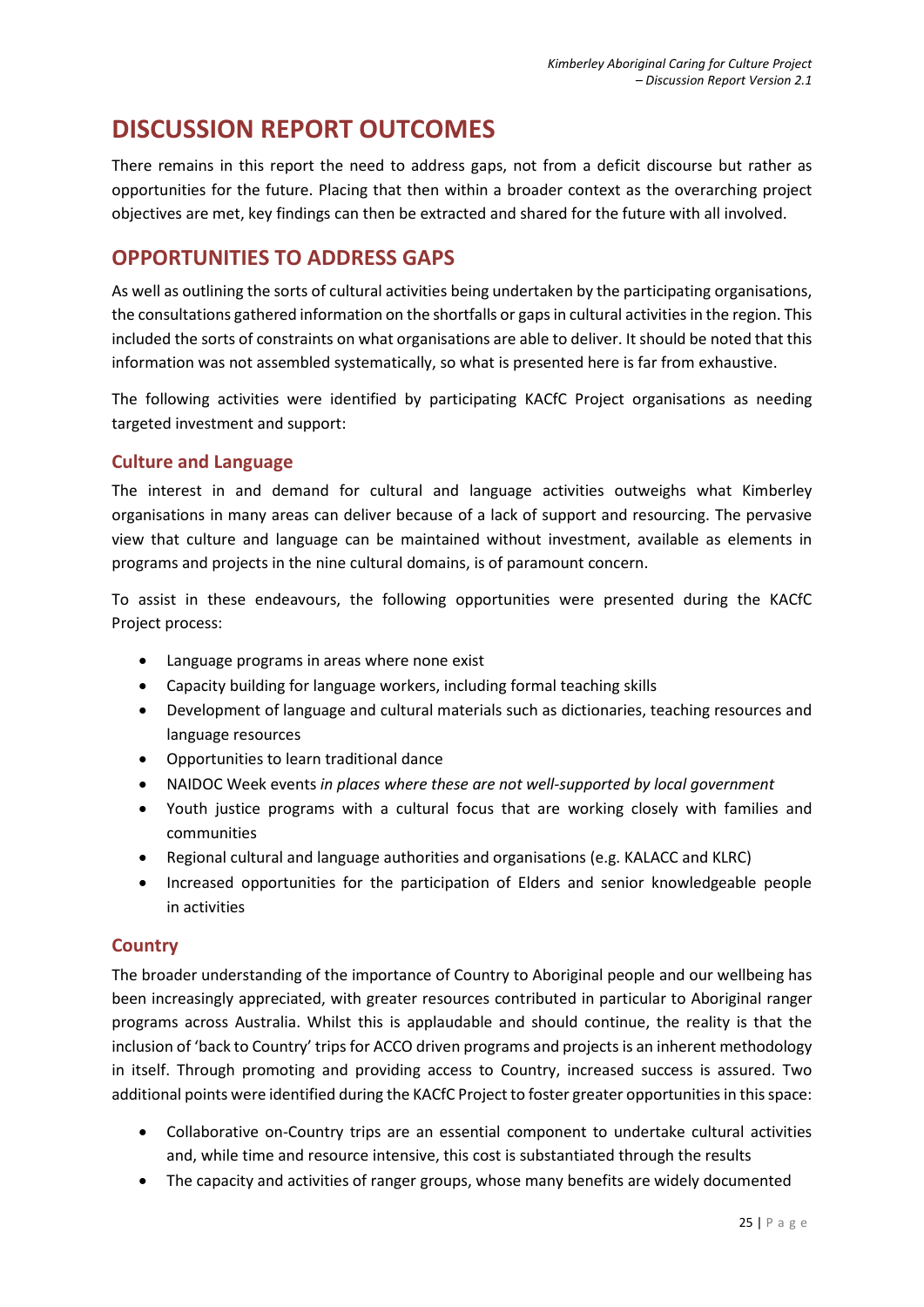# DISCUSSION REPORT OUTCOMES

There remains in this report the need to address gaps, not from a deficit discourse but rather as opportunities for the future. Placing that then within a broader context as the overarching project objectives are met, key findings can then be extracted and shared for the future with all involved.

## OPPORTUNITIES TO ADDRESS GAPS

As well as outlining the sorts of cultural activities being undertaken by the participating organisations, the consultations gathered information on the shortfalls or gaps in cultural activities in the region. This included the sorts of constraints on what organisations are able to deliver. It should be noted that this information was not assembled systematically, so what is presented here is far from exhaustive.

The following activities were identified by participating KACfC Project organisations as needing targeted investment and support:

### Culture and Language

The interest in and demand for cultural and language activities outweighs what Kimberley organisations in many areas can deliver because of a lack of support and resourcing. The pervasive view that culture and language can be maintained without investment, available as elements in programs and projects in the nine cultural domains, is of paramount concern.

To assist in these endeavours, the following opportunities were presented during the KACfC Project process:

- Language programs in areas where none exist
- Capacity building for language workers, including formal teaching skills
- Development of language and cultural materials such as dictionaries, teaching resources and language resources
- Opportunities to learn traditional dance
- NAIDOC Week events *in places where these are not well-supported by local government*
- Youth justice programs with a cultural focus that are working closely with families and communities
- Regional cultural and language authorities and organisations (e.g. KALACC and KLRC)
- Increased opportunities for the participation of Elders and senior knowledgeable people in activities

### Country

The broader understanding of the importance of Country to Aboriginal people and our wellbeing has been increasingly appreciated, with greater resources contributed in particular to Aboriginal ranger programs across Australia. Whilst this is applaudable and should continue, the reality is that the inclusion of 'back to Country' trips for ACCO driven programs and projects is an inherent methodology in itself. Through promoting and providing access to Country, increased success is assured. Two additional points were identified during the KACfC Project to foster greater opportunities in this space:

- Collaborative on-Country trips are an essential component to undertake cultural activities and, while time and resource intensive, this cost is substantiated through the results
- The capacity and activities of ranger groups, whose many benefits are widely documented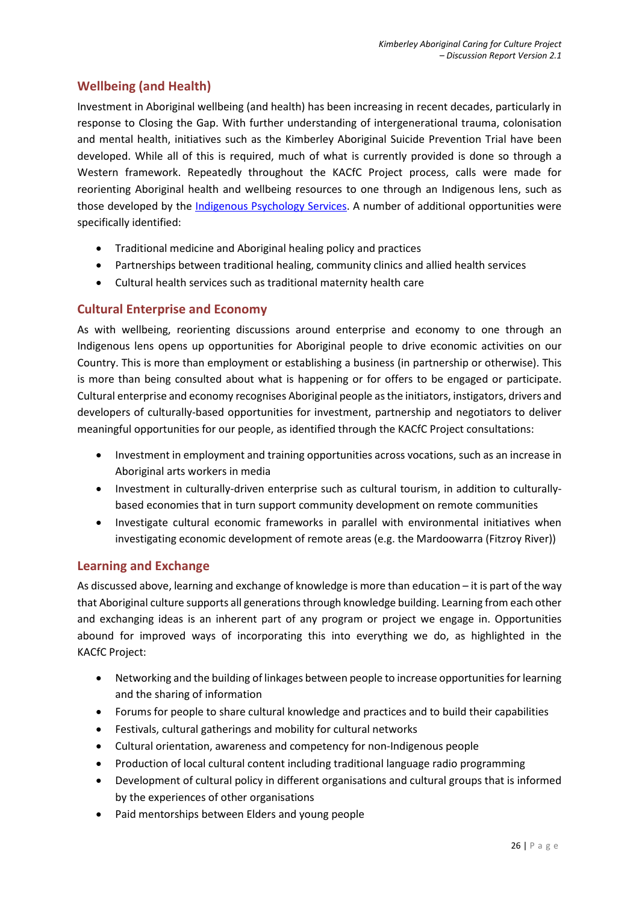## Wellbeing (and Health)

Investment in Aboriginal wellbeing (and health) has been increasing in recent decades, particularly in response to Closing the Gap. With further understanding of intergenerational trauma, colonisation and mental health, initiatives such as the Kimberley Aboriginal Suicide Prevention Trial have been developed. While all of this is required, much of what is currently provided is done so through a Western framework. Repeatedly throughout the KACfC Project process, calls were made for reorienting Aboriginal health and wellbeing resources to one through an Indigenous lens, such as those developed by the [Indigenous Psychology Services](). A number of additional opportunities were specifically identified:

- Traditional medicine and Aboriginal healing policy and practices
- Partnerships between traditional healing, community clinics and allied health services
- Cultural health services such as traditional maternity health care

## Cultural Enterprise and Economy

As with wellbeing, reorienting discussions around enterprise and economy to one through an Indigenous lens opens up opportunities for Aboriginal people to drive economic activities on our Country. This is more than employment or establishing a business (in partnership or otherwise). This is more than being consulted about what is happening or for offers to be engaged or participate. Cultural enterprise and economy recognises Aboriginal people as the initiators, instigators, drivers and developers of culturally-based opportunities for investment, partnership and negotiators to deliver meaningful opportunities for our people, as identified through the KACfC Project consultations:

- Investment in employment and training opportunities across vocations, such as an increase in Aboriginal arts workers in media
- Investment in culturally-driven enterprise such as cultural tourism, in addition to culturally-based economies that in turn support community development on remote communities
- Investigate cultural economic frameworks in parallel with environmental initiatives when investigating economic development of remote areas (e.g. the Mardoowarra (Fitzroy River))

## Learning and Exchange

As discussed above, learning and exchange of knowledge is more than education – it is part of the way that Aboriginal culture supports all generations through knowledge building. Learning from each other and exchanging ideas is an inherent part of any program or project we engage in. Opportunities abound for improved ways of incorporating this into everything we do, as highlighted in the KACfC Project:

- Networking and the building of linkages between people to increase opportunities for learning and the sharing of information
- Forums for people to share cultural knowledge and practices and to build their capabilities
- Festivals, cultural gatherings and mobility for cultural networks
- Cultural orientation, awareness and competency for non-Indigenous people
- Production of local cultural content including traditional language radio programming
- Development of cultural policy in different organisations and cultural groups that is informed by the experiences of other organisations
- Paid mentorships between Elders and young people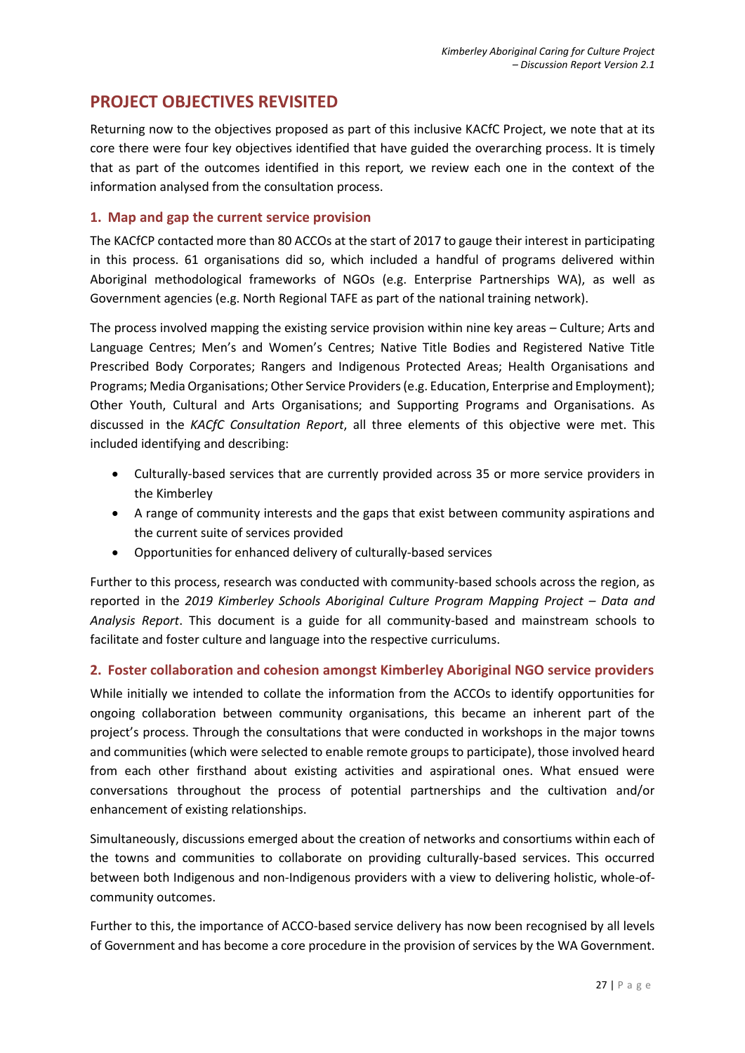## PROJECT OBJECTIVES REVISITED

Returning now to the objectives proposed as part of this inclusive KACfC Project, we note that at its core there were four key objectives identified that have guided the overarching process. It is timely that as part of the outcomes identified in this report, we review each one in the context of the information analysed from the consultation process.

### 1. Map and gap the current service provision

The KACfCP contacted more than 80 ACCOs at the start of 2017 to gauge their interest in participating in this process. 61 organisations did so, which included a handful of programs delivered within Aboriginal methodological frameworks of NGOs (e.g. Enterprise Partnerships WA), as well as Government agencies (e.g. North Regional TAFE as part of the national training network).

The process involved mapping the existing service provision within nine key areas – Culture; Arts and Language Centres; Men's and Women's Centres; Native Title Bodies and Registered Native Title Prescribed Body Corporates; Rangers and Indigenous Protected Areas; Health Organisations and Programs; Media Organisations; Other Service Providers (e.g. Education, Enterprise and Employment); Other Youth, Cultural and Arts Organisations; and Supporting Programs and Organisations. As discussed in the *KACfC Consultation Report*, all three elements of this objective were met. This included identifying and describing:

- Culturally-based services that are currently provided across 35 or more service providers in the Kimberley
- A range of community interests and the gaps that exist between community aspirations and the current suite of services provided
- Opportunities for enhanced delivery of culturally-based services

Further to this process, research was conducted with community-based schools across the region, as reported in the *2019 Kimberley Schools Aboriginal Culture Program Mapping Project – Data and Analysis Report*. This document is a guide for all community-based and mainstream schools to facilitate and foster culture and language into the respective curriculums.

### 2. Foster collaboration and cohesion amongst Kimberley Aboriginal NGO service providers

While initially we intended to collate the information from the ACCOs to identify opportunities for ongoing collaboration between community organisations, this became an inherent part of the project's process. Through the consultations that were conducted in workshops in the major towns and communities (which were selected to enable remote groups to participate), those involved heard from each other firsthand about existing activities and aspirational ones. What ensued were conversations throughout the process of potential partnerships and the cultivation and/or enhancement of existing relationships.

Simultaneously, discussions emerged about the creation of networks and consortiums within each of the towns and communities to collaborate on providing culturally-based services. This occurred between both Indigenous and non-Indigenous providers with a view to delivering holistic, whole-of-community outcomes.

Further to this, the importance of ACCO-based service delivery has now been recognised by all levels of Government and has become a core procedure in the provision of services by the WA Government.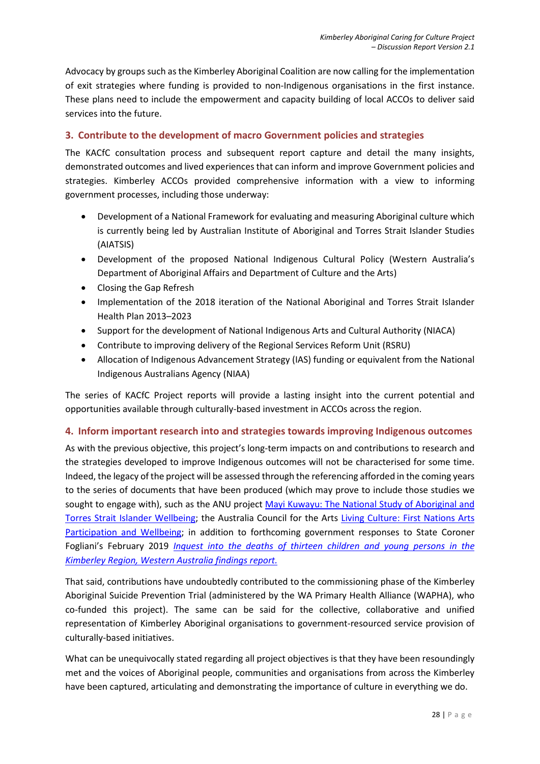Advocacy by groups such as the Kimberley Aboriginal Coalition are now calling for the implementation of exit strategies where funding is provided to non-Indigenous organisations in the first instance. These plans need to include the empowerment and capacity building of local ACCOs to deliver said services into the future.

### 3. Contribute to the development of macro Government policies and strategies

The KACfC consultation process and subsequent report capture and detail the many insights, demonstrated outcomes and lived experiences that can inform and improve Government policies and strategies. Kimberley ACCOs provided comprehensive information with a view to informing government processes, including those underway:

- Development of a National Framework for evaluating and measuring Aboriginal culture which is currently being led by Australian Institute of Aboriginal and Torres Strait Islander Studies (AIATSIS)
- Development of the proposed National Indigenous Cultural Policy (Western Australia's Department of Aboriginal Affairs and Department of Culture and the Arts)
- Closing the Gap Refresh
- Implementation of the 2018 iteration of the National Aboriginal and Torres Strait Islander Health Plan 2013–2023
- Support for the development of National Indigenous Arts and Cultural Authority (NIACA)
- Contribute to improving delivery of the Regional Services Reform Unit (RSRU)
- Allocation of Indigenous Advancement Strategy (IAS) funding or equivalent from the National Indigenous Australians Agency (NIAA)

The series of KACfC Project reports will provide a lasting insight into the current potential and opportunities available through culturally-based investment in ACCOs across the region.

### 4. Inform important research into and strategies towards improving Indigenous outcomes

As with the previous objective, this project's long-term impacts on and contributions to research and the strategies developed to improve Indigenous outcomes will not be characterised for some time. Indeed, the legacy of the project will be assessed through the referencing afforded in the coming years to the series of documents that have been produced (which may prove to include those studies we sought to engage with), such as the ANU project Mayi Kuwayu: The National Study of Aboriginal and Torres Strait Islander Wellbeing; the Australia Council for the Arts Living Culture: First Nations Arts Participation and Wellbeing; in addition to forthcoming government responses to State Coroner Fogliani's February 2019 *Inquest into the deaths of thirteen children and young persons in the Kimberley Region, Western Australia findings report.*

That said, contributions have undoubtedly contributed to the commissioning phase of the Kimberley Aboriginal Suicide Prevention Trial (administered by the WA Primary Health Alliance (WAPHA), who co-funded this project). The same can be said for the collective, collaborative and unified representation of Kimberley Aboriginal organisations to government-resourced service provision of culturally-based initiatives.

What can be unequivocally stated regarding all project objectives is that they have been resoundingly met and the voices of Aboriginal people, communities and organisations from across the Kimberley have been captured, articulating and demonstrating the importance of culture in everything we do.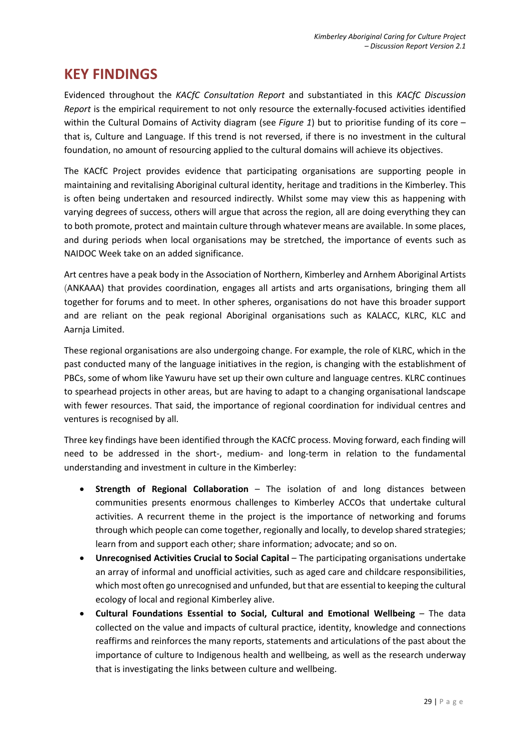# KEY FINDINGS

Evidenced throughout the *KACfC Consultation Report* and substantiated in this *KACfC Discussion Report* is the empirical requirement to not only resource the externally-focused activities identified within the Cultural Domains of Activity diagram (see *Figure 1*) but to prioritise funding of its core – that is, Culture and Language. If this trend is not reversed, if there is no investment in the cultural foundation, no amount of resourcing applied to the cultural domains will achieve its objectives.

The KACfC Project provides evidence that participating organisations are supporting people in maintaining and revitalising Aboriginal cultural identity, heritage and traditions in the Kimberley. This is often being undertaken and resourced indirectly. Whilst some may view this as happening with varying degrees of success, others will argue that across the region, all are doing everything they can to both promote, protect and maintain culture through whatever means are available. In some places, and during periods when local organisations may be stretched, the importance of events such as NAIDOC Week take on an added significance.

Art centres have a peak body in the Association of Northern, Kimberley and Arnhem Aboriginal Artists (ANKAAA) that provides coordination, engages all artists and arts organisations, bringing them all together for forums and to meet. In other spheres, organisations do not have this broader support and are reliant on the peak regional Aboriginal organisations such as KALACC, KLRC, KLC and Aarnja Limited.

These regional organisations are also undergoing change. For example, the role of KLRC, which in the past conducted many of the language initiatives in the region, is changing with the establishment of PBCs, some of whom like Yawuru have set up their own culture and language centres. KLRC continues to spearhead projects in other areas, but are having to adapt to a changing organisational landscape with fewer resources. That said, the importance of regional coordination for individual centres and ventures is recognised by all.

Three key findings have been identified through the KACfC process. Moving forward, each finding will need to be addressed in the short-, medium- and long-term in relation to the fundamental understanding and investment in culture in the Kimberley:

- **Strength of Regional Collaboration** – The isolation of and long distances between communities presents enormous challenges to Kimberley ACCOs that undertake cultural activities. A recurrent theme in the project is the importance of networking and forums through which people can come together, regionally and locally, to develop shared strategies; learn from and support each other; share information; advocate; and so on.
- **Unrecognised Activities Crucial to Social Capital** – The participating organisations undertake an array of informal and unofficial activities, such as aged care and childcare responsibilities, which most often go unrecognised and unfunded, but that are essential to keeping the cultural ecology of local and regional Kimberley alive.
- **Cultural Foundations Essential to Social, Cultural and Emotional Wellbeing** – The data collected on the value and impacts of cultural practice, identity, knowledge and connections reaffirms and reinforces the many reports, statements and articulations of the past about the importance of culture to Indigenous health and wellbeing, as well as the research underway that is investigating the links between culture and wellbeing.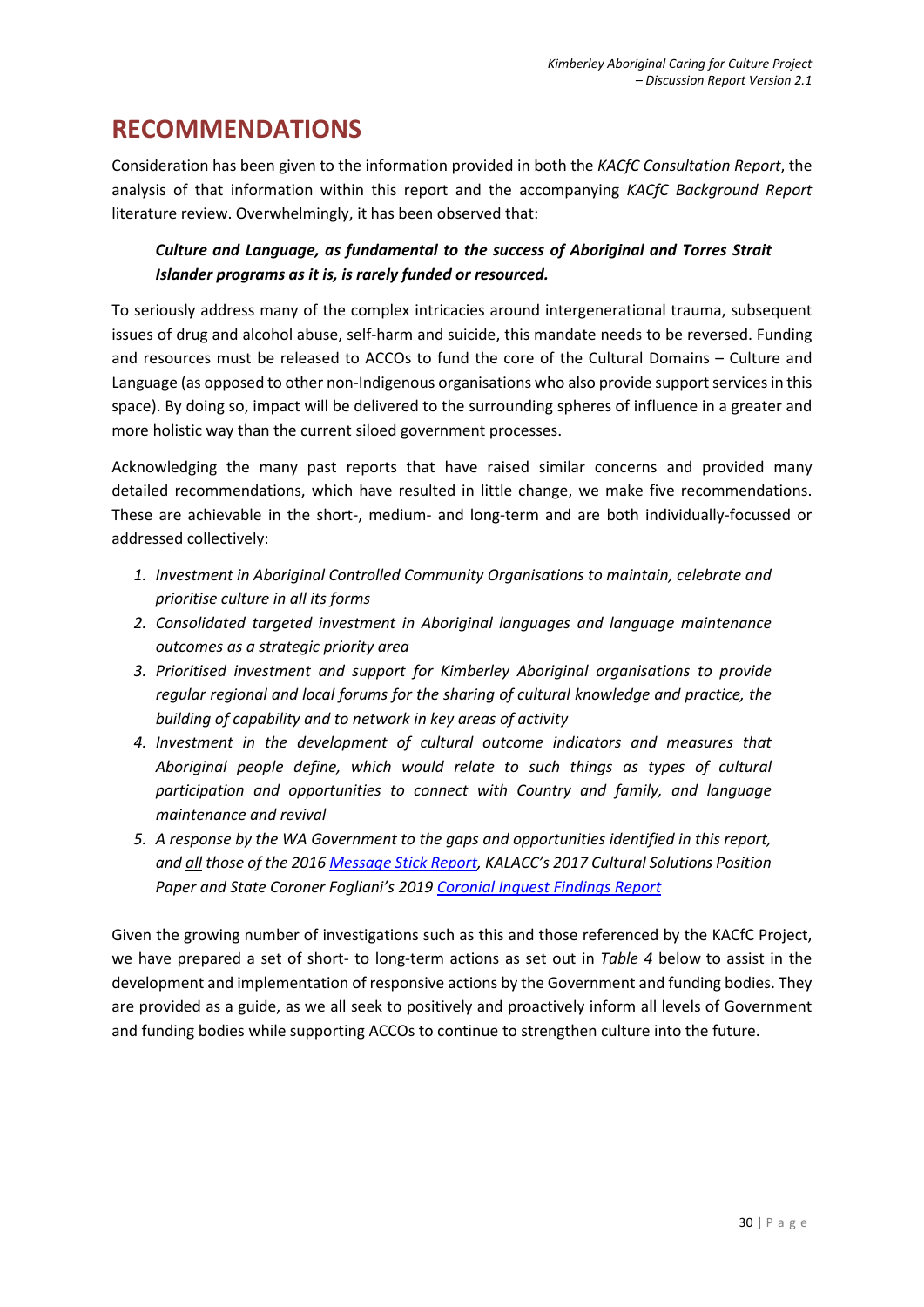# RECOMMENDATIONS

Consideration has been given to the information provided in both the *KACfC Consultation Report*, the analysis of that information within this report and the accompanying *KACfC Background Report* literature review. Overwhelmingly, it has been observed that:

> ***Culture and Language, as fundamental to the success of Aboriginal and Torres Strait Islander programs as it is, is rarely funded or resourced.***

To seriously address many of the complex intricacies around intergenerational trauma, subsequent issues of drug and alcohol abuse, self-harm and suicide, this mandate needs to be reversed. Funding and resources must be released to ACCOs to fund the core of the Cultural Domains – Culture and Language (as opposed to other non-Indigenous organisations who also provide support services in this space). By doing so, impact will be delivered to the surrounding spheres of influence in a greater and more holistic way than the current siloed government processes.

Acknowledging the many past reports that have raised similar concerns and provided many detailed recommendations, which have resulted in little change, we make five recommendations. These are achievable in the short-, medium- and long-term and are both individually-focussed or addressed collectively:

1. *Investment in Aboriginal Controlled Community Organisations to maintain, celebrate and prioritise culture in all its forms*
2. *Consolidated targeted investment in Aboriginal languages and language maintenance outcomes as a strategic priority area*
3. *Prioritised investment and support for Kimberley Aboriginal organisations to provide regular regional and local forums for the sharing of cultural knowledge and practice, the building of capability and to network in key areas of activity*
4. *Investment in the development of cultural outcome indicators and measures that Aboriginal people define, which would relate to such things as types of cultural participation and opportunities to connect with Country and family, and language maintenance and revival*
5. *A response by the WA Government to the gaps and opportunities identified in this report, and <u>all</u> those of the 2016 Message Stick Report, KALACC's 2017 Cultural Solutions Position Paper and State Coroner Fogliani's 2019 Coronial Inquest Findings Report*

Given the growing number of investigations such as this and those referenced by the KACfC Project, we have prepared a set of short- to long-term actions as set out in *Table 4* below to assist in the development and implementation of responsive actions by the Government and funding bodies. They are provided as a guide, as we all seek to positively and proactively inform all levels of Government and funding bodies while supporting ACCOs to continue to strengthen culture into the future.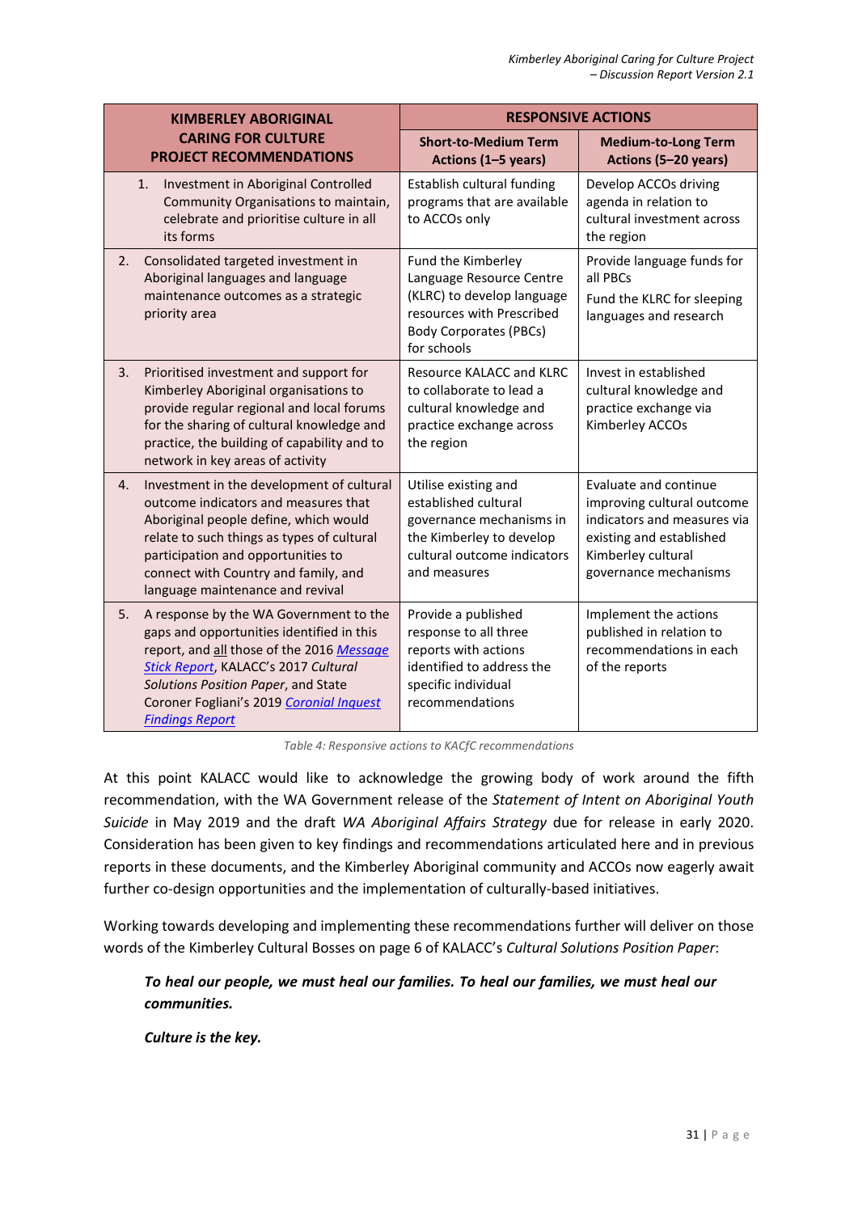| KIMBERLEY ABORIGINAL CARING FOR CULTURE PROJECT RECOMMENDATIONS | RESPONSIVE ACTIONS | |
|---|---|---|
| | **Short-to-Medium Term Actions (1–5 years)** | **Medium-to-Long Term Actions (5–20 years)** |
| 1. Investment in Aboriginal Controlled Community Organisations to maintain, celebrate and prioritise culture in all its forms | Establish cultural funding programs that are available to ACCOs only | Develop ACCOs driving agenda in relation to cultural investment across the region |
| 2. Consolidated targeted investment in Aboriginal languages and language maintenance outcomes as a strategic priority area | Fund the Kimberley Language Resource Centre (KLRC) to develop language resources with Prescribed Body Corporates (PBCs) for schools | Provide language funds for all PBCs<br><br>Fund the KLRC for sleeping languages and research |
| 3. Prioritised investment and support for Kimberley Aboriginal organisations to provide regular regional and local forums for the sharing of cultural knowledge and practice, the building of capability and to network in key areas of activity | Resource KALACC and KLRC to collaborate to lead a cultural knowledge and practice exchange across the region | Invest in established cultural knowledge and practice exchange via Kimberley ACCOs |
| 4. Investment in the development of cultural outcome indicators and measures that Aboriginal people define, which would relate to such things as types of cultural participation and opportunities to connect with Country and family, and language maintenance and revival | Utilise existing and established cultural governance mechanisms in the Kimberley to develop cultural outcome indicators and measures | Evaluate and continue improving cultural outcome indicators and measures via existing and established Kimberley cultural governance mechanisms |
| 5. A response by the WA Government to the gaps and opportunities identified in this report, and <u>all</u> those of the 2016 *Message Stick Report*, KALACC's 2017 *Cultural Solutions Position Paper*, and State Coroner Fogliani's 2019 *Coronial Inquest Findings Report* | Provide a published response to all three reports with actions identified to address the specific individual recommendations | Implement the actions published in relation to recommendations in each of the reports |

*Table 4: Responsive actions to KACfC recommendations*

At this point KALACC would like to acknowledge the growing body of work around the fifth recommendation, with the WA Government release of the *Statement of Intent on Aboriginal Youth Suicide* in May 2019 and the draft *WA Aboriginal Affairs Strategy* due for release in early 2020. Consideration has been given to key findings and recommendations articulated here and in previous reports in these documents, and the Kimberley Aboriginal community and ACCOs now eagerly await further co-design opportunities and the implementation of culturally-based initiatives.

Working towards developing and implementing these recommendations further will deliver on those words of the Kimberley Cultural Bosses on page 6 of KALACC's *Cultural Solutions Position Paper*:

> ***To heal our people, we must heal our families. To heal our families, we must heal our communities.***
>
> ***Culture is the key.***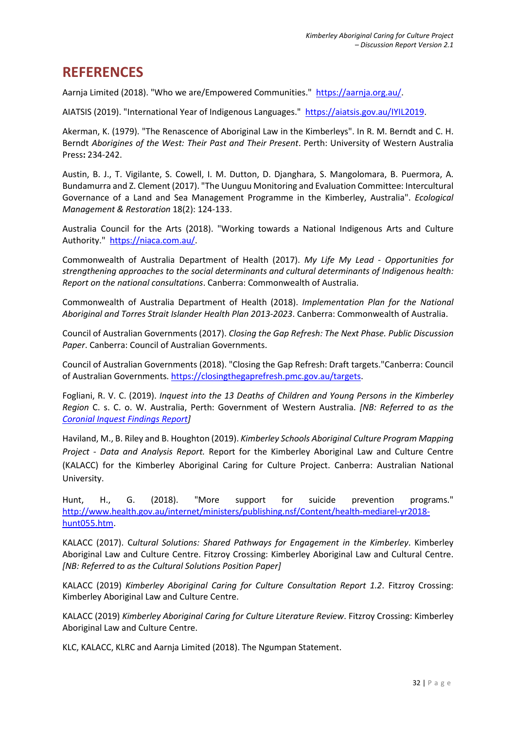# REFERENCES

Aarnja Limited (2018). "Who we are/Empowered Communities." https://aarnja.org.au/.

AIATSIS (2019). "International Year of Indigenous Languages." https://aiatsis.gov.au/IYIL2019.

Akerman, K. (1979). "The Renascence of Aboriginal Law in the Kimberleys". In R. M. Berndt and C. H. Berndt *Aborigines of the West: Their Past and Their Present*. Perth: University of Western Australia Press**:** 234-242.

Austin, B. J., T. Vigilante, S. Cowell, I. M. Dutton, D. Djanghara, S. Mangolomara, B. Puermora, A. Bundamurra and Z. Clement (2017). "The Uunguu Monitoring and Evaluation Committee: Intercultural Governance of a Land and Sea Management Programme in the Kimberley, Australia". *Ecological Management & Restoration* 18(2): 124-133.

Australia Council for the Arts (2018). "Working towards a National Indigenous Arts and Culture Authority." https://niaca.com.au/.

Commonwealth of Australia Department of Health (2017). *My Life My Lead - Opportunities for strengthening approaches to the social determinants and cultural determinants of Indigenous health: Report on the national consultations*. Canberra: Commonwealth of Australia.

Commonwealth of Australia Department of Health (2018). *Implementation Plan for the National Aboriginal and Torres Strait Islander Health Plan 2013-2023*. Canberra: Commonwealth of Australia.

Council of Australian Governments (2017). *Closing the Gap Refresh: The Next Phase. Public Discussion Paper*. Canberra: Council of Australian Governments.

Council of Australian Governments (2018). "Closing the Gap Refresh: Draft targets."Canberra: Council of Australian Governments. https://closingthegaprefresh.pmc.gov.au/targets.

Fogliani, R. V. C. (2019). *Inquest into the 13 Deaths of Children and Young Persons in the Kimberley Region* C. s. C. o. W. Australia, Perth: Government of Western Australia. *[NB: Referred to as the Coronial Inquest Findings Report]*

Haviland, M., B. Riley and B. Houghton (2019). *Kimberley Schools Aboriginal Culture Program Mapping Project - Data and Analysis Report.* Report for the Kimberley Aboriginal Law and Culture Centre (KALACC) for the Kimberley Aboriginal Caring for Culture Project. Canberra: Australian National University.

Hunt, H., G. (2018). "More support for suicide prevention programs." http://www.health.gov.au/internet/ministers/publishing.nsf/Content/health-mediarel-yr2018-hunt055.htm.

KALACC (2017). *Cultural Solutions: Shared Pathways for Engagement in the Kimberley*. Kimberley Aboriginal Law and Culture Centre. Fitzroy Crossing: Kimberley Aboriginal Law and Cultural Centre. *[NB: Referred to as the Cultural Solutions Position Paper]*

KALACC (2019) *Kimberley Aboriginal Caring for Culture Consultation Report 1.2*. Fitzroy Crossing: Kimberley Aboriginal Law and Culture Centre.

KALACC (2019) *Kimberley Aboriginal Caring for Culture Literature Review*. Fitzroy Crossing: Kimberley Aboriginal Law and Culture Centre.

KLC, KALACC, KLRC and Aarnja Limited (2018). The Ngumpan Statement.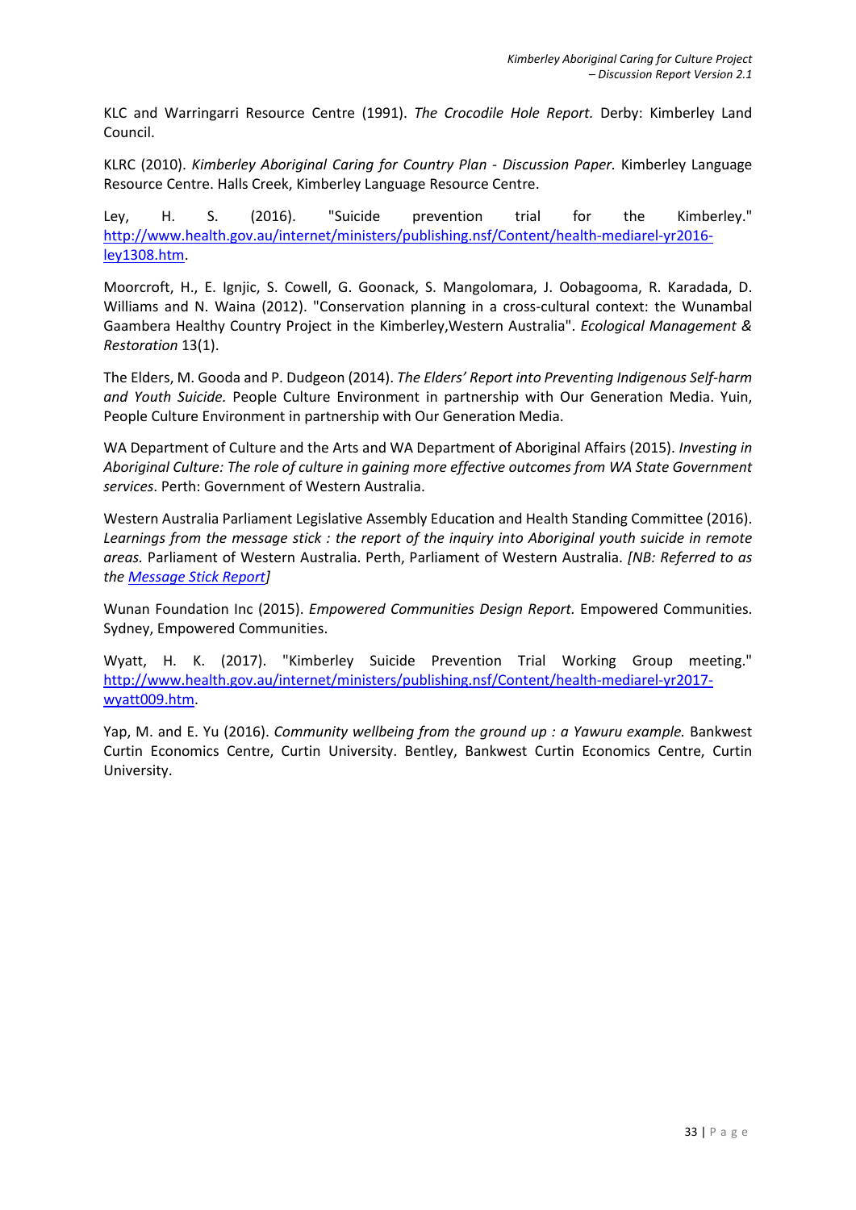KLC and Warringarri Resource Centre (1991). *The Crocodile Hole Report.* Derby: Kimberley Land Council.

KLRC (2010). *Kimberley Aboriginal Caring for Country Plan - Discussion Paper.* Kimberley Language Resource Centre. Halls Creek, Kimberley Language Resource Centre.

Ley, H. S. (2016). "Suicide prevention trial for the Kimberley." [http://www.health.gov.au/internet/ministers/publishing.nsf/Content/health-mediarel-yr2016-ley1308.htm](http://www.health.gov.au/internet/ministers/publishing.nsf/Content/health-mediarel-yr2016-ley1308.htm).

Moorcroft, H., E. Ignjic, S. Cowell, G. Goonack, S. Mangolomara, J. Oobagooma, R. Karadada, D. Williams and N. Waina (2012). "Conservation planning in a cross-cultural context: the Wunambal Gaambera Healthy Country Project in the Kimberley,Western Australia". *Ecological Management & Restoration* 13(1).

The Elders, M. Gooda and P. Dudgeon (2014). *The Elders' Report into Preventing Indigenous Self-harm and Youth Suicide.* People Culture Environment in partnership with Our Generation Media. Yuin, People Culture Environment in partnership with Our Generation Media.

WA Department of Culture and the Arts and WA Department of Aboriginal Affairs (2015). *Investing in Aboriginal Culture: The role of culture in gaining more effective outcomes from WA State Government services*. Perth: Government of Western Australia.

Western Australia Parliament Legislative Assembly Education and Health Standing Committee (2016). *Learnings from the message stick : the report of the inquiry into Aboriginal youth suicide in remote areas.* Parliament of Western Australia. Perth, Parliament of Western Australia. *[NB: Referred to as the Message Stick Report]*

Wunan Foundation Inc (2015). *Empowered Communities Design Report.* Empowered Communities. Sydney, Empowered Communities.

Wyatt, H. K. (2017). "Kimberley Suicide Prevention Trial Working Group meeting." [http://www.health.gov.au/internet/ministers/publishing.nsf/Content/health-mediarel-yr2017-wyatt009.htm](http://www.health.gov.au/internet/ministers/publishing.nsf/Content/health-mediarel-yr2017-wyatt009.htm).

Yap, M. and E. Yu (2016). *Community wellbeing from the ground up : a Yawuru example.* Bankwest Curtin Economics Centre, Curtin University. Bentley, Bankwest Curtin Economics Centre, Curtin University.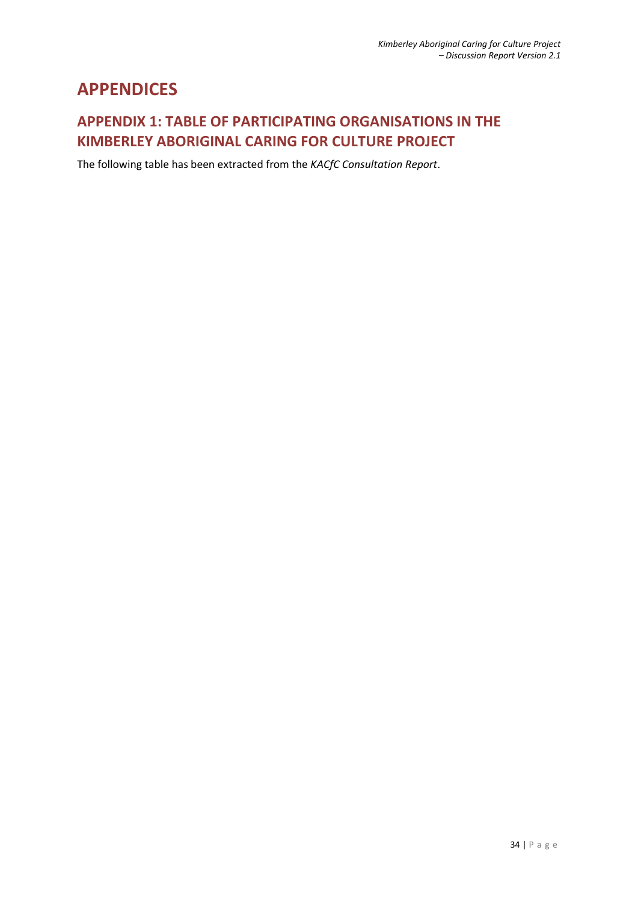# APPENDICES

## APPENDIX 1: TABLE OF PARTICIPATING ORGANISATIONS IN THE KIMBERLEY ABORIGINAL CARING FOR CULTURE PROJECT

The following table has been extracted from the *KACfC Consultation Report*.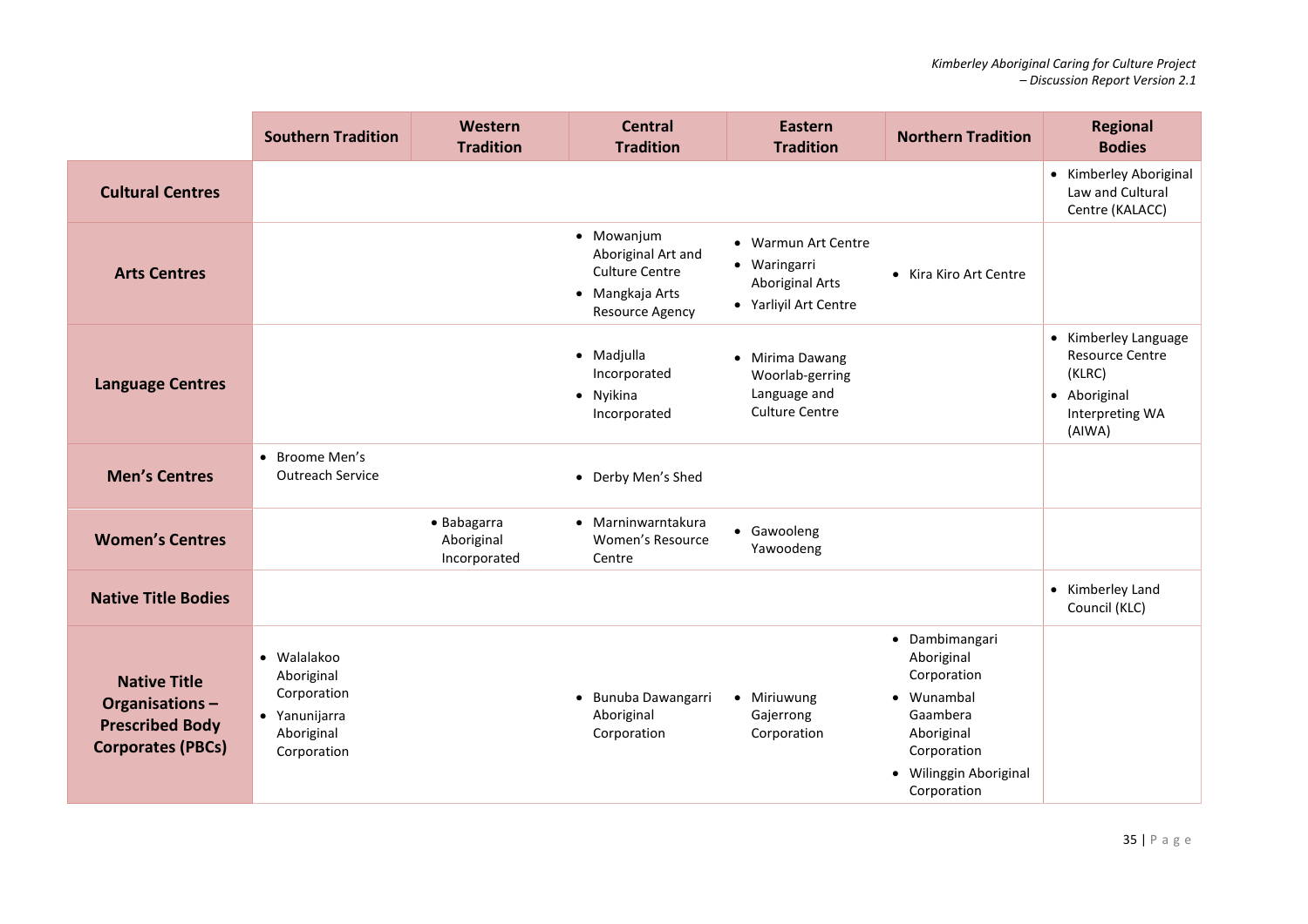| | Southern Tradition | Western Tradition | Central Tradition | Eastern Tradition | Northern Tradition | Regional Bodies |
|---|---|---|---|---|---|---|
| **Cultural Centres** | | | | | | • Kimberley Aboriginal Law and Cultural Centre (KALACC) |
| **Arts Centres** | | | • Mowanjum Aboriginal Art and Culture Centre<br>• Mangkaja Arts Resource Agency | • Warmun Art Centre<br>• Waringarri Aboriginal Arts<br>• Yarliyil Art Centre | • Kira Kiro Art Centre | |
| **Language Centres** | | | • Madjulla Incorporated<br>• Nyikina Incorporated | • Mirima Dawang Woorlab-gerring Language and Culture Centre | | • Kimberley Language Resource Centre (KLRC)<br>• Aboriginal Interpreting WA (AIWA) |
| **Men's Centres** | • Broome Men's Outreach Service | | • Derby Men's Shed | | | |
| **Women's Centres** | | • Babagarra Aboriginal Incorporated | • Marninwarntakura Women's Resource Centre | • Gawooleng Yawoodeng | | |
| **Native Title Bodies** | | | | | | • Kimberley Land Council (KLC) |
| **Native Title Organisations – Prescribed Body Corporates (PBCs)** | • Walalakoo Aboriginal Corporation<br>• Yanunijarra Aboriginal Corporation | | • Bunuba Dawangarri Aboriginal Corporation | • Miriuwung Gajerrong Corporation | • Dambimangari Aboriginal Corporation<br>• Wunambal Gaambera Aboriginal Corporation<br>• Wilinggin Aboriginal Corporation | |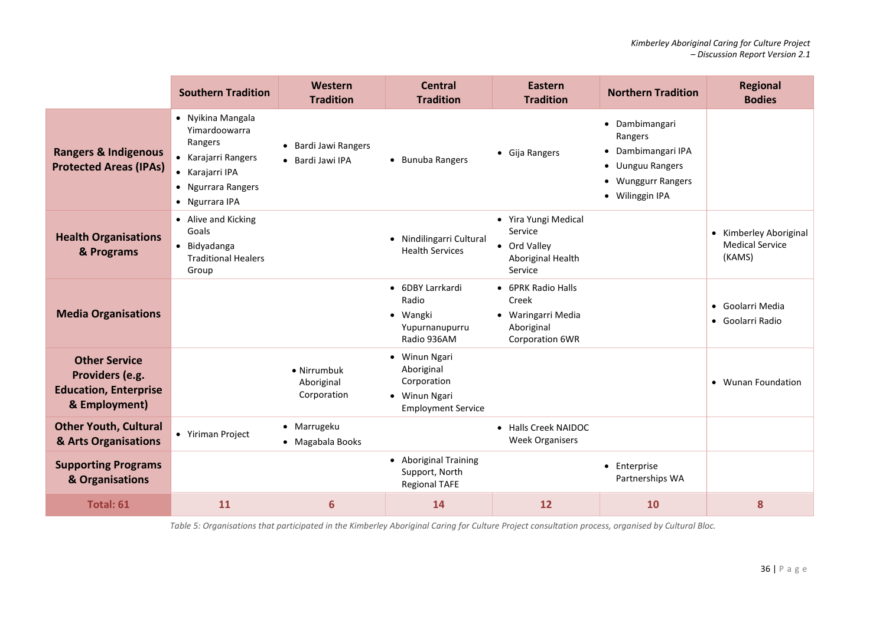| | Southern Tradition | Western Tradition | Central Tradition | Eastern Tradition | Northern Tradition | Regional Bodies |
|---|---|---|---|---|---|---|
| **Rangers & Indigenous Protected Areas (IPAs)** | • Nyikina Mangala Yimardoowarra Rangers<br>• Karajarri Rangers<br>• Karajarri IPA<br>• Ngurrara Rangers<br>• Ngurrara IPA | • Bardi Jawi Rangers<br>• Bardi Jawi IPA | • Bunuba Rangers | • Gija Rangers | • Dambimangari Rangers<br>• Dambimangari IPA<br>• Uunguu Rangers<br>• Wunggurr Rangers<br>• Wilinggin IPA | |
| **Health Organisations & Programs** | • Alive and Kicking Goals<br>• Bidyadanga Traditional Healers Group | | • Nindilingarri Cultural Health Services | • Yira Yungi Medical Service<br>• Ord Valley Aboriginal Health Service | | • Kimberley Aboriginal Medical Service (KAMS) |
| **Media Organisations** | | | • 6DBY Larrkardi Radio<br>• Wangki Yupurnanupurru Radio 936AM | • 6PRK Radio Halls Creek<br>• Waringarri Media Aboriginal Corporation 6WR | | • Goolarri Media<br>• Goolarri Radio |
| **Other Service Providers (e.g. Education, Enterprise & Employment)** | | • Nirrumbuk Aboriginal Corporation | • Winun Ngari Aboriginal Corporation<br>• Winun Ngari Employment Service | | | • Wunan Foundation |
| **Other Youth, Cultural & Arts Organisations** | • Yiriman Project | • Marrugeku<br>• Magabala Books | | • Halls Creek NAIDOC Week Organisers | | |
| **Supporting Programs & Organisations** | | | • Aboriginal Training Support, North Regional TAFE | | • Enterprise Partnerships WA | |
| **Total: 61** | **11** | **6** | **14** | **12** | **10** | **8** |

*Table 5: Organisations that participated in the Kimberley Aboriginal Caring for Culture Project consultation process, organised by Cultural Bloc.*